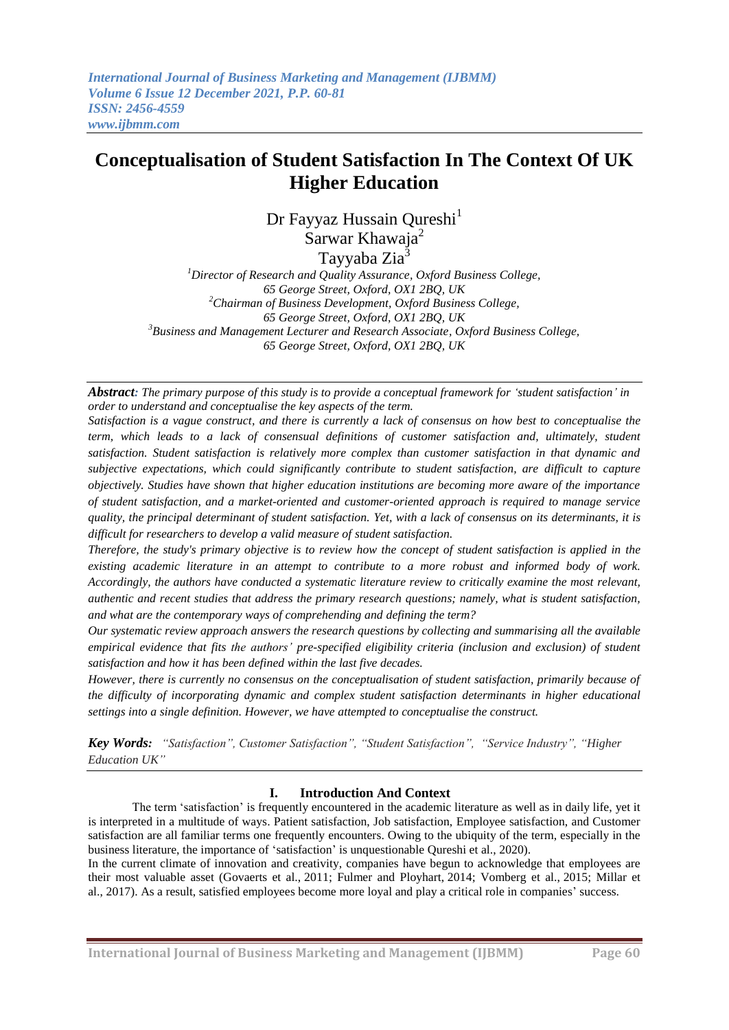# Conceptualisation of Student Satisfaction In The Context Of UK Higher Education

Dr Fayyaz Hussain Qureshi[1]
Sarwar Khawaja[2]
Tayyaba Zia[3]

[1]Director of Research and Quality Assurance, Oxford Business College, 65 George Street, Oxford, OX1 2BQ, UK
[2]Chairman of Business Development, Oxford Business College, 65 George Street, Oxford, OX1 2BQ, UK
[3]Business and Management Lecturer and Research Associate, Oxford Business College, 65 George Street, Oxford, OX1 2BQ, UK

***Abstract**: The primary purpose of this study is to provide a conceptual framework for 'student satisfaction' in order to understand and conceptualise the key aspects of the term.*

*Satisfaction is a vague construct, and there is currently a lack of consensus on how best to conceptualise the term, which leads to a lack of consensual definitions of customer satisfaction and, ultimately, student satisfaction. Student satisfaction is relatively more complex than customer satisfaction in that dynamic and subjective expectations, which could significantly contribute to student satisfaction, are difficult to capture objectively. Studies have shown that higher education institutions are becoming more aware of the importance of student satisfaction, and a market-oriented and customer-oriented approach is required to manage service quality, the principal determinant of student satisfaction. Yet, with a lack of consensus on its determinants, it is difficult for researchers to develop a valid measure of student satisfaction.*

*Therefore, the study's primary objective is to review how the concept of student satisfaction is applied in the existing academic literature in an attempt to contribute to a more robust and informed body of work. Accordingly, the authors have conducted a systematic literature review to critically examine the most relevant, authentic and recent studies that address the primary research questions; namely, what is student satisfaction, and what are the contemporary ways of comprehending and defining the term?*

*Our systematic review approach answers the research questions by collecting and summarising all the available empirical evidence that fits the authors' pre-specified eligibility criteria (inclusion and exclusion) of student satisfaction and how it has been defined within the last five decades.*

*However, there is currently no consensus on the conceptualisation of student satisfaction, primarily because of the difficulty of incorporating dynamic and complex student satisfaction determinants in higher educational settings into a single definition. However, we have attempted to conceptualise the construct.*

***Key Words:** "Satisfaction", Customer Satisfaction", "Student Satisfaction", "Service Industry", "Higher Education UK"*

## I. Introduction And Context

The term 'satisfaction' is frequently encountered in the academic literature as well as in daily life, yet it is interpreted in a multitude of ways. Patient satisfaction, Job satisfaction, Employee satisfaction, and Customer satisfaction are all familiar terms one frequently encounters. Owing to the ubiquity of the term, especially in the business literature, the importance of 'satisfaction' is unquestionable Qureshi et al., 2020).

In the current climate of innovation and creativity, companies have begun to acknowledge that employees are their most valuable asset (Govaerts et al., 2011; Fulmer and Ployhart, 2014; Vomberg et al., 2015; Millar et al., 2017). As a result, satisfied employees become more loyal and play a critical role in companies' success.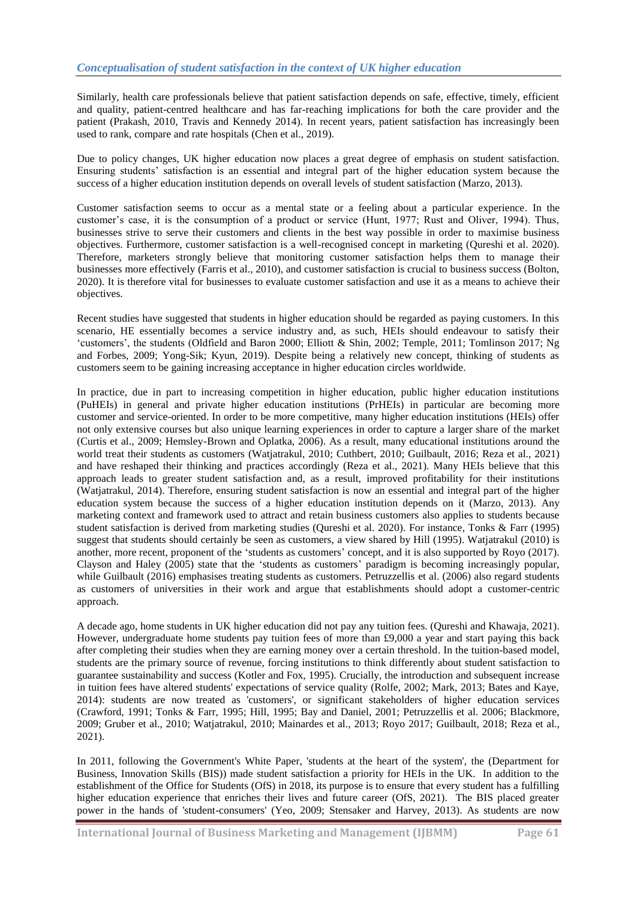### *Conceptualisation of student satisfaction in the context of UK higher education*

Similarly, health care professionals believe that patient satisfaction depends on safe, effective, timely, efficient and quality, patient-centred healthcare and has far-reaching implications for both the care provider and the patient (Prakash, 2010, Travis and Kennedy 2014). In recent years, patient satisfaction has increasingly been used to rank, compare and rate hospitals (Chen et al., 2019).

Due to policy changes, UK higher education now places a great degree of emphasis on student satisfaction. Ensuring students' satisfaction is an essential and integral part of the higher education system because the success of a higher education institution depends on overall levels of student satisfaction (Marzo, 2013).

Customer satisfaction seems to occur as a mental state or a feeling about a particular experience. In the customer's case, it is the consumption of a product or service (Hunt, 1977; Rust and Oliver, 1994). Thus, businesses strive to serve their customers and clients in the best way possible in order to maximise business objectives. Furthermore, customer satisfaction is a well-recognised concept in marketing (Qureshi et al. 2020). Therefore, marketers strongly believe that monitoring customer satisfaction helps them to manage their businesses more effectively (Farris et al., 2010), and customer satisfaction is crucial to business success (Bolton, 2020). It is therefore vital for businesses to evaluate customer satisfaction and use it as a means to achieve their objectives.

Recent studies have suggested that students in higher education should be regarded as paying customers. In this scenario, HE essentially becomes a service industry and, as such, HEIs should endeavour to satisfy their 'customers', the students (Oldfield and Baron 2000; Elliott & Shin, 2002; Temple, 2011; Tomlinson 2017; Ng and Forbes, 2009; Yong-Sik; Kyun, 2019). Despite being a relatively new concept, thinking of students as customers seem to be gaining increasing acceptance in higher education circles worldwide.

In practice, due in part to increasing competition in higher education, public higher education institutions (PuHEIs) in general and private higher education institutions (PrHEIs) in particular are becoming more customer and service-oriented. In order to be more competitive, many higher education institutions (HEIs) offer not only extensive courses but also unique learning experiences in order to capture a larger share of the market (Curtis et al., 2009; Hemsley-Brown and Oplatka, 2006). As a result, many educational institutions around the world treat their students as customers (Watjatrakul, 2010; Cuthbert, 2010; Guilbault, 2016; Reza et al., 2021) and have reshaped their thinking and practices accordingly (Reza et al., 2021). Many HEIs believe that this approach leads to greater student satisfaction and, as a result, improved profitability for their institutions (Watjatrakul, 2014). Therefore, ensuring student satisfaction is now an essential and integral part of the higher education system because the success of a higher education institution depends on it (Marzo, 2013). Any marketing context and framework used to attract and retain business customers also applies to students because student satisfaction is derived from marketing studies (Qureshi et al. 2020). For instance, Tonks & Farr (1995) suggest that students should certainly be seen as customers, a view shared by Hill (1995). Watjatrakul (2010) is another, more recent, proponent of the 'students as customers' concept, and it is also supported by Royo (2017). Clayson and Haley (2005) state that the 'students as customers' paradigm is becoming increasingly popular, while Guilbault (2016) emphasises treating students as customers. Petruzzellis et al. (2006) also regard students as customers of universities in their work and argue that establishments should adopt a customer-centric approach.

A decade ago, home students in UK higher education did not pay any tuition fees. (Qureshi and Khawaja, 2021). However, undergraduate home students pay tuition fees of more than £9,000 a year and start paying this back after completing their studies when they are earning money over a certain threshold. In the tuition-based model, students are the primary source of revenue, forcing institutions to think differently about student satisfaction to guarantee sustainability and success (Kotler and Fox, 1995). Crucially, the introduction and subsequent increase in tuition fees have altered students' expectations of service quality (Rolfe, 2002; Mark, 2013; Bates and Kaye, 2014): students are now treated as 'customers', or significant stakeholders of higher education services (Crawford, 1991; Tonks & Farr, 1995; Hill, 1995; Bay and Daniel, 2001; Petruzzellis et al. 2006; Blackmore, 2009; Gruber et al., 2010; Watjatrakul, 2010; Mainardes et al., 2013; Royo 2017; Guilbault, 2018; Reza et al., 2021).

In 2011, following the Government's White Paper, 'students at the heart of the system', the (Department for Business, Innovation Skills (BIS)) made student satisfaction a priority for HEIs in the UK. In addition to the establishment of the Office for Students (OfS) in 2018, its purpose is to ensure that every student has a fulfilling higher education experience that enriches their lives and future career (OfS, 2021). The BIS placed greater power in the hands of 'student-consumers' (Yeo, 2009; Stensaker and Harvey, 2013). As students are now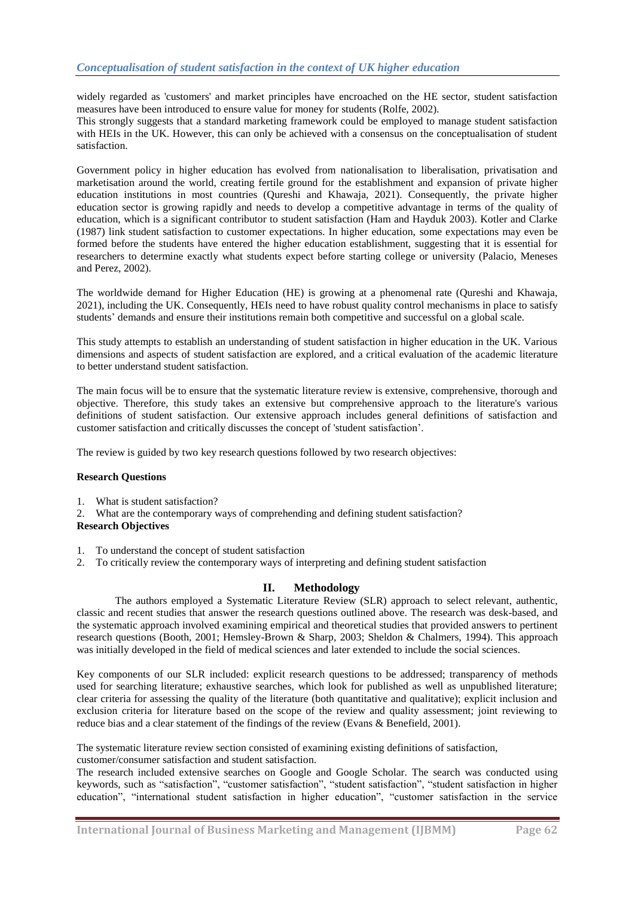widely regarded as 'customers' and market principles have encroached on the HE sector, student satisfaction measures have been introduced to ensure value for money for students (Rolfe, 2002).
This strongly suggests that a standard marketing framework could be employed to manage student satisfaction with HEIs in the UK. However, this can only be achieved with a consensus on the conceptualisation of student satisfaction.

Government policy in higher education has evolved from nationalisation to liberalisation, privatisation and marketisation around the world, creating fertile ground for the establishment and expansion of private higher education institutions in most countries (Qureshi and Khawaja, 2021). Consequently, the private higher education sector is growing rapidly and needs to develop a competitive advantage in terms of the quality of education, which is a significant contributor to student satisfaction (Ham and Hayduk 2003). Kotler and Clarke (1987) link student satisfaction to customer expectations. In higher education, some expectations may even be formed before the students have entered the higher education establishment, suggesting that it is essential for researchers to determine exactly what students expect before starting college or university (Palacio, Meneses and Perez, 2002).

The worldwide demand for Higher Education (HE) is growing at a phenomenal rate (Qureshi and Khawaja, 2021), including the UK. Consequently, HEIs need to have robust quality control mechanisms in place to satisfy students' demands and ensure their institutions remain both competitive and successful on a global scale.

This study attempts to establish an understanding of student satisfaction in higher education in the UK. Various dimensions and aspects of student satisfaction are explored, and a critical evaluation of the academic literature to better understand student satisfaction.

The main focus will be to ensure that the systematic literature review is extensive, comprehensive, thorough and objective. Therefore, this study takes an extensive but comprehensive approach to the literature's various definitions of student satisfaction. Our extensive approach includes general definitions of satisfaction and customer satisfaction and critically discusses the concept of 'student satisfaction'.

The review is guided by two key research questions followed by two research objectives:

**Research Questions**

1. What is student satisfaction?
2. What are the contemporary ways of comprehending and defining student satisfaction?

**Research Objectives**

1. To understand the concept of student satisfaction
2. To critically review the contemporary ways of interpreting and defining student satisfaction

## II. Methodology

The authors employed a Systematic Literature Review (SLR) approach to select relevant, authentic, classic and recent studies that answer the research questions outlined above. The research was desk-based, and the systematic approach involved examining empirical and theoretical studies that provided answers to pertinent research questions (Booth, 2001; Hemsley-Brown & Sharp, 2003; Sheldon & Chalmers, 1994). This approach was initially developed in the field of medical sciences and later extended to include the social sciences.

Key components of our SLR included: explicit research questions to be addressed; transparency of methods used for searching literature; exhaustive searches, which look for published as well as unpublished literature; clear criteria for assessing the quality of the literature (both quantitative and qualitative); explicit inclusion and exclusion criteria for literature based on the scope of the review and quality assessment; joint reviewing to reduce bias and a clear statement of the findings of the review (Evans & Benefield, 2001).

The systematic literature review section consisted of examining existing definitions of satisfaction, customer/consumer satisfaction and student satisfaction.
The research included extensive searches on Google and Google Scholar. The search was conducted using keywords, such as "satisfaction", "customer satisfaction", "student satisfaction", "student satisfaction in higher education", "international student satisfaction in higher education", "customer satisfaction in the service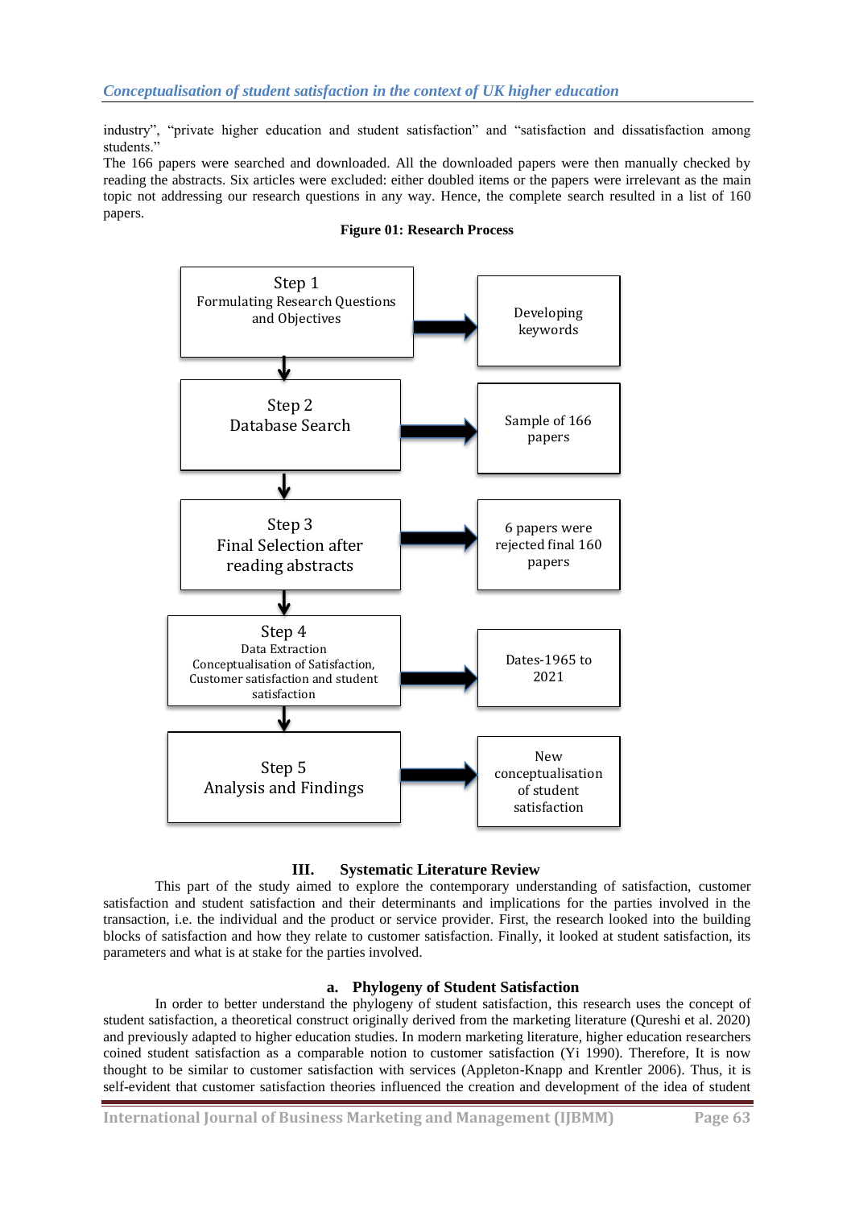industry", "private higher education and student satisfaction" and "satisfaction and dissatisfaction among students."

The 166 papers were searched and downloaded. All the downloaded papers were then manually checked by reading the abstracts. Six articles were excluded: either doubled items or the papers were irrelevant as the main topic not addressing our research questions in any way. Hence, the complete search resulted in a list of 160 papers.

**Figure 01: Research Process**

| Step | Outcome |
|---|---|
| Step 1: Formulating Research Questions and Objectives | Developing keywords |
| Step 2: Database Search | Sample of 166 papers |
| Step 3: Final Selection after reading abstracts | 6 papers were rejected final 160 papers |
| Step 4: Data Extraction Conceptualisation of Satisfaction, Customer satisfaction and student satisfaction | Dates-1965 to 2021 |
| Step 5: Analysis and Findings | New conceptualisation of student satisfaction |

## III. Systematic Literature Review

This part of the study aimed to explore the contemporary understanding of satisfaction, customer satisfaction and student satisfaction and their determinants and implications for the parties involved in the transaction, i.e. the individual and the product or service provider. First, the research looked into the building blocks of satisfaction and how they relate to customer satisfaction. Finally, it looked at student satisfaction, its parameters and what is at stake for the parties involved.

### a. Phylogeny of Student Satisfaction

In order to better understand the phylogeny of student satisfaction, this research uses the concept of student satisfaction, a theoretical construct originally derived from the marketing literature (Qureshi et al. 2020) and previously adapted to higher education studies. In modern marketing literature, higher education researchers coined student satisfaction as a comparable notion to customer satisfaction (Yi 1990). Therefore, It is now thought to be similar to customer satisfaction with services (Appleton-Knapp and Krentler 2006). Thus, it is self-evident that customer satisfaction theories influenced the creation and development of the idea of student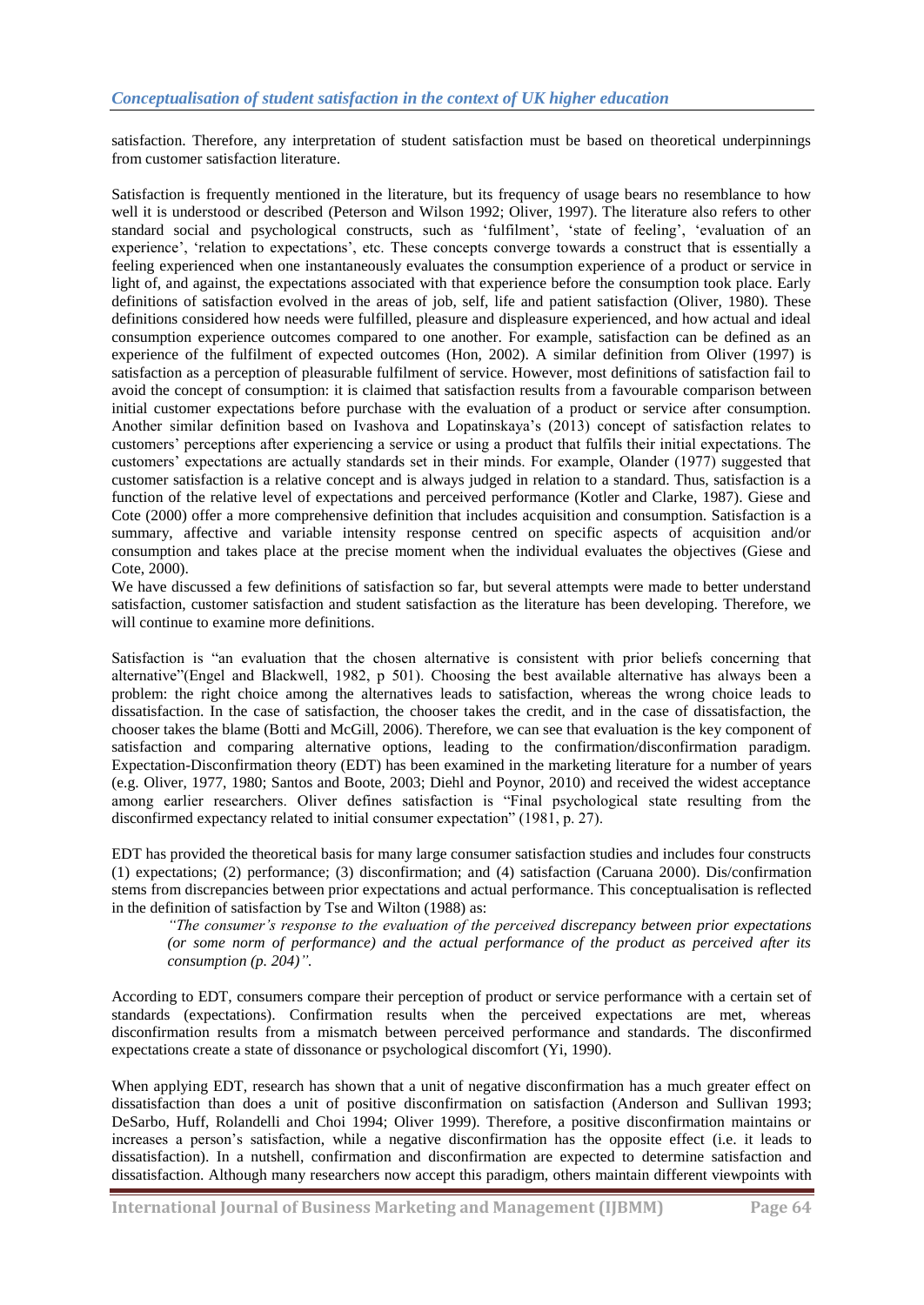satisfaction. Therefore, any interpretation of student satisfaction must be based on theoretical underpinnings from customer satisfaction literature.

Satisfaction is frequently mentioned in the literature, but its frequency of usage bears no resemblance to how well it is understood or described (Peterson and Wilson 1992; Oliver, 1997). The literature also refers to other standard social and psychological constructs, such as 'fulfilment', 'state of feeling', 'evaluation of an experience', 'relation to expectations', etc. These concepts converge towards a construct that is essentially a feeling experienced when one instantaneously evaluates the consumption experience of a product or service in light of, and against, the expectations associated with that experience before the consumption took place. Early definitions of satisfaction evolved in the areas of job, self, life and patient satisfaction (Oliver, 1980). These definitions considered how needs were fulfilled, pleasure and displeasure experienced, and how actual and ideal consumption experience outcomes compared to one another. For example, satisfaction can be defined as an experience of the fulfilment of expected outcomes (Hon, 2002). A similar definition from Oliver (1997) is satisfaction as a perception of pleasurable fulfilment of service. However, most definitions of satisfaction fail to avoid the concept of consumption: it is claimed that satisfaction results from a favourable comparison between initial customer expectations before purchase with the evaluation of a product or service after consumption. Another similar definition based on Ivashova and Lopatinskaya's (2013) concept of satisfaction relates to customers' perceptions after experiencing a service or using a product that fulfils their initial expectations. The customers' expectations are actually standards set in their minds. For example, Olander (1977) suggested that customer satisfaction is a relative concept and is always judged in relation to a standard. Thus, satisfaction is a function of the relative level of expectations and perceived performance (Kotler and Clarke, 1987). Giese and Cote (2000) offer a more comprehensive definition that includes acquisition and consumption. Satisfaction is a summary, affective and variable intensity response centred on specific aspects of acquisition and/or consumption and takes place at the precise moment when the individual evaluates the objectives (Giese and Cote, 2000).

We have discussed a few definitions of satisfaction so far, but several attempts were made to better understand satisfaction, customer satisfaction and student satisfaction as the literature has been developing. Therefore, we will continue to examine more definitions.

Satisfaction is "an evaluation that the chosen alternative is consistent with prior beliefs concerning that alternative"(Engel and Blackwell, 1982, p 501). Choosing the best available alternative has always been a problem: the right choice among the alternatives leads to satisfaction, whereas the wrong choice leads to dissatisfaction. In the case of satisfaction, the chooser takes the credit, and in the case of dissatisfaction, the chooser takes the blame (Botti and McGill, 2006). Therefore, we can see that evaluation is the key component of satisfaction and comparing alternative options, leading to the confirmation/disconfirmation paradigm. Expectation-Disconfirmation theory (EDT) has been examined in the marketing literature for a number of years (e.g. Oliver, 1977, 1980; Santos and Boote, 2003; Diehl and Poynor, 2010) and received the widest acceptance among earlier researchers. Oliver defines satisfaction is "Final psychological state resulting from the disconfirmed expectancy related to initial consumer expectation" (1981, p. 27).

EDT has provided the theoretical basis for many large consumer satisfaction studies and includes four constructs (1) expectations; (2) performance; (3) disconfirmation; and (4) satisfaction (Caruana 2000). Dis/confirmation stems from discrepancies between prior expectations and actual performance. This conceptualisation is reflected in the definition of satisfaction by Tse and Wilton (1988) as:

> *"The consumer's response to the evaluation of the perceived discrepancy between prior expectations (or some norm of performance) and the actual performance of the product as perceived after its consumption (p. 204)".*

According to EDT, consumers compare their perception of product or service performance with a certain set of standards (expectations). Confirmation results when the perceived expectations are met, whereas disconfirmation results from a mismatch between perceived performance and standards. The disconfirmed expectations create a state of dissonance or psychological discomfort (Yi, 1990).

When applying EDT, research has shown that a unit of negative disconfirmation has a much greater effect on dissatisfaction than does a unit of positive disconfirmation on satisfaction (Anderson and Sullivan 1993; DeSarbo, Huff, Rolandelli and Choi 1994; Oliver 1999). Therefore, a positive disconfirmation maintains or increases a person's satisfaction, while a negative disconfirmation has the opposite effect (i.e. it leads to dissatisfaction). In a nutshell, confirmation and disconfirmation are expected to determine satisfaction and dissatisfaction. Although many researchers now accept this paradigm, others maintain different viewpoints with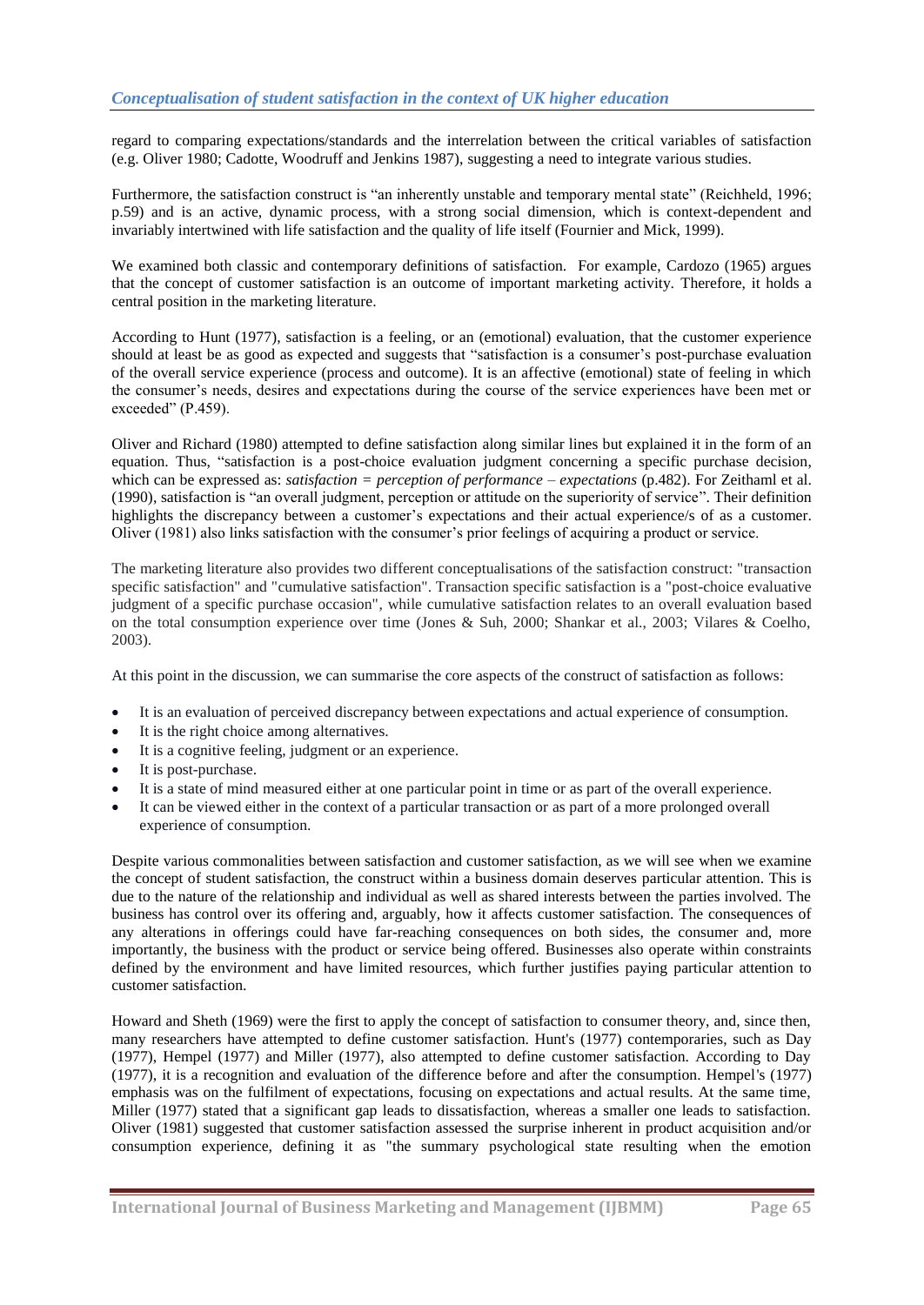regard to comparing expectations/standards and the interrelation between the critical variables of satisfaction (e.g. Oliver 1980; Cadotte, Woodruff and Jenkins 1987), suggesting a need to integrate various studies.

Furthermore, the satisfaction construct is "an inherently unstable and temporary mental state" (Reichheld, 1996; p.59) and is an active, dynamic process, with a strong social dimension, which is context-dependent and invariably intertwined with life satisfaction and the quality of life itself (Fournier and Mick, 1999).

We examined both classic and contemporary definitions of satisfaction. For example, Cardozo (1965) argues that the concept of customer satisfaction is an outcome of important marketing activity. Therefore, it holds a central position in the marketing literature.

According to Hunt (1977), satisfaction is a feeling, or an (emotional) evaluation, that the customer experience should at least be as good as expected and suggests that "satisfaction is a consumer's post-purchase evaluation of the overall service experience (process and outcome). It is an affective (emotional) state of feeling in which the consumer's needs, desires and expectations during the course of the service experiences have been met or exceeded" (P.459).

Oliver and Richard (1980) attempted to define satisfaction along similar lines but explained it in the form of an equation. Thus, "satisfaction is a post-choice evaluation judgment concerning a specific purchase decision, which can be expressed as: *satisfaction = perception of performance – expectations* (p.482). For Zeithaml et al. (1990), satisfaction is "an overall judgment, perception or attitude on the superiority of service". Their definition highlights the discrepancy between a customer's expectations and their actual experience/s of as a customer. Oliver (1981) also links satisfaction with the consumer's prior feelings of acquiring a product or service.

The marketing literature also provides two different conceptualisations of the satisfaction construct: "transaction specific satisfaction" and "cumulative satisfaction". Transaction specific satisfaction is a "post-choice evaluative judgment of a specific purchase occasion", while cumulative satisfaction relates to an overall evaluation based on the total consumption experience over time (Jones & Suh, 2000; Shankar et al., 2003; Vilares & Coelho, 2003).

At this point in the discussion, we can summarise the core aspects of the construct of satisfaction as follows:

- It is an evaluation of perceived discrepancy between expectations and actual experience of consumption.
- It is the right choice among alternatives.
- It is a cognitive feeling, judgment or an experience.
- It is post-purchase.
- It is a state of mind measured either at one particular point in time or as part of the overall experience.
- It can be viewed either in the context of a particular transaction or as part of a more prolonged overall experience of consumption.

Despite various commonalities between satisfaction and customer satisfaction, as we will see when we examine the concept of student satisfaction, the construct within a business domain deserves particular attention. This is due to the nature of the relationship and individual as well as shared interests between the parties involved. The business has control over its offering and, arguably, how it affects customer satisfaction. The consequences of any alterations in offerings could have far-reaching consequences on both sides, the consumer and, more importantly, the business with the product or service being offered. Businesses also operate within constraints defined by the environment and have limited resources, which further justifies paying particular attention to customer satisfaction.

Howard and Sheth (1969) were the first to apply the concept of satisfaction to consumer theory, and, since then, many researchers have attempted to define customer satisfaction. Hunt's (1977) contemporaries, such as Day (1977), Hempel (1977) and Miller (1977), also attempted to define customer satisfaction. According to Day (1977), it is a recognition and evaluation of the difference before and after the consumption. Hempel's (1977) emphasis was on the fulfilment of expectations, focusing on expectations and actual results. At the same time, Miller (1977) stated that a significant gap leads to dissatisfaction, whereas a smaller one leads to satisfaction. Oliver (1981) suggested that customer satisfaction assessed the surprise inherent in product acquisition and/or consumption experience, defining it as "the summary psychological state resulting when the emotion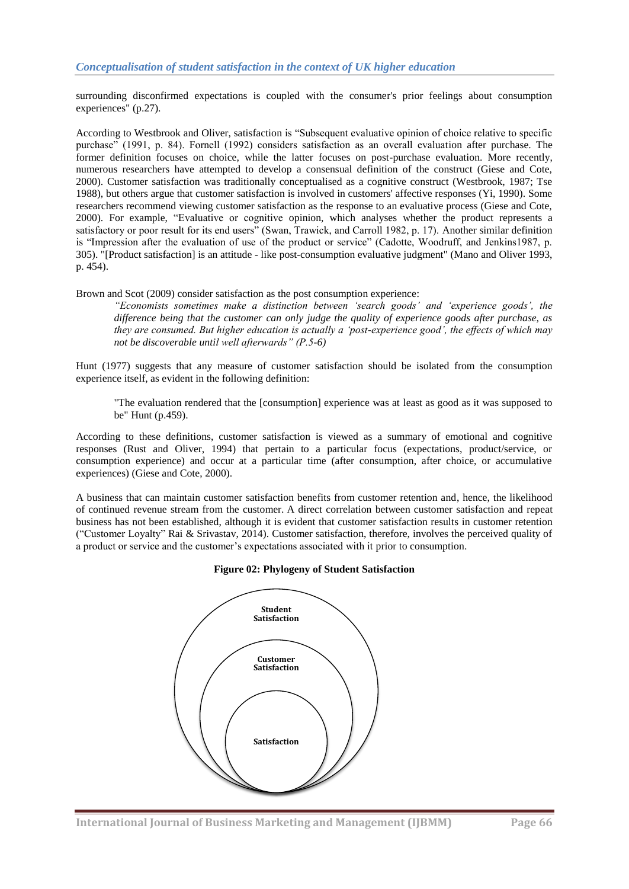surrounding disconfirmed expectations is coupled with the consumer's prior feelings about consumption experiences" (p.27).

According to Westbrook and Oliver, satisfaction is "Subsequent evaluative opinion of choice relative to specific purchase" (1991, p. 84). Fornell (1992) considers satisfaction as an overall evaluation after purchase. The former definition focuses on choice, while the latter focuses on post-purchase evaluation. More recently, numerous researchers have attempted to develop a consensual definition of the construct (Giese and Cote, 2000). Customer satisfaction was traditionally conceptualised as a cognitive construct (Westbrook, 1987; Tse 1988), but others argue that customer satisfaction is involved in customers' affective responses (Yi, 1990). Some researchers recommend viewing customer satisfaction as the response to an evaluative process (Giese and Cote, 2000). For example, "Evaluative or cognitive opinion, which analyses whether the product represents a satisfactory or poor result for its end users" (Swan, Trawick, and Carroll 1982, p. 17). Another similar definition is "Impression after the evaluation of use of the product or service" (Cadotte, Woodruff, and Jenkins1987, p. 305). "[Product satisfaction] is an attitude - like post-consumption evaluative judgment" (Mano and Oliver 1993, p. 454).

Brown and Scot (2009) consider satisfaction as the post consumption experience:

> *"Economists sometimes make a distinction between 'search goods' and 'experience goods', the difference being that the customer can only judge the quality of experience goods after purchase, as they are consumed. But higher education is actually a 'post-experience good', the effects of which may not be discoverable until well afterwards" (P.5-6)*

Hunt (1977) suggests that any measure of customer satisfaction should be isolated from the consumption experience itself, as evident in the following definition:

> "The evaluation rendered that the [consumption] experience was at least as good as it was supposed to be" Hunt (p.459).

According to these definitions, customer satisfaction is viewed as a summary of emotional and cognitive responses (Rust and Oliver, 1994) that pertain to a particular focus (expectations, product/service, or consumption experience) and occur at a particular time (after consumption, after choice, or accumulative experiences) (Giese and Cote, 2000).

A business that can maintain customer satisfaction benefits from customer retention and, hence, the likelihood of continued revenue stream from the customer. A direct correlation between customer satisfaction and repeat business has not been established, although it is evident that customer satisfaction results in customer retention ("Customer Loyalty" Rai & Srivastav, 2014). Customer satisfaction, therefore, involves the perceived quality of a product or service and the customer's expectations associated with it prior to consumption.

**Figure 02: Phylogeny of Student Satisfaction**

Student Satisfaction

Customer Satisfaction

Satisfaction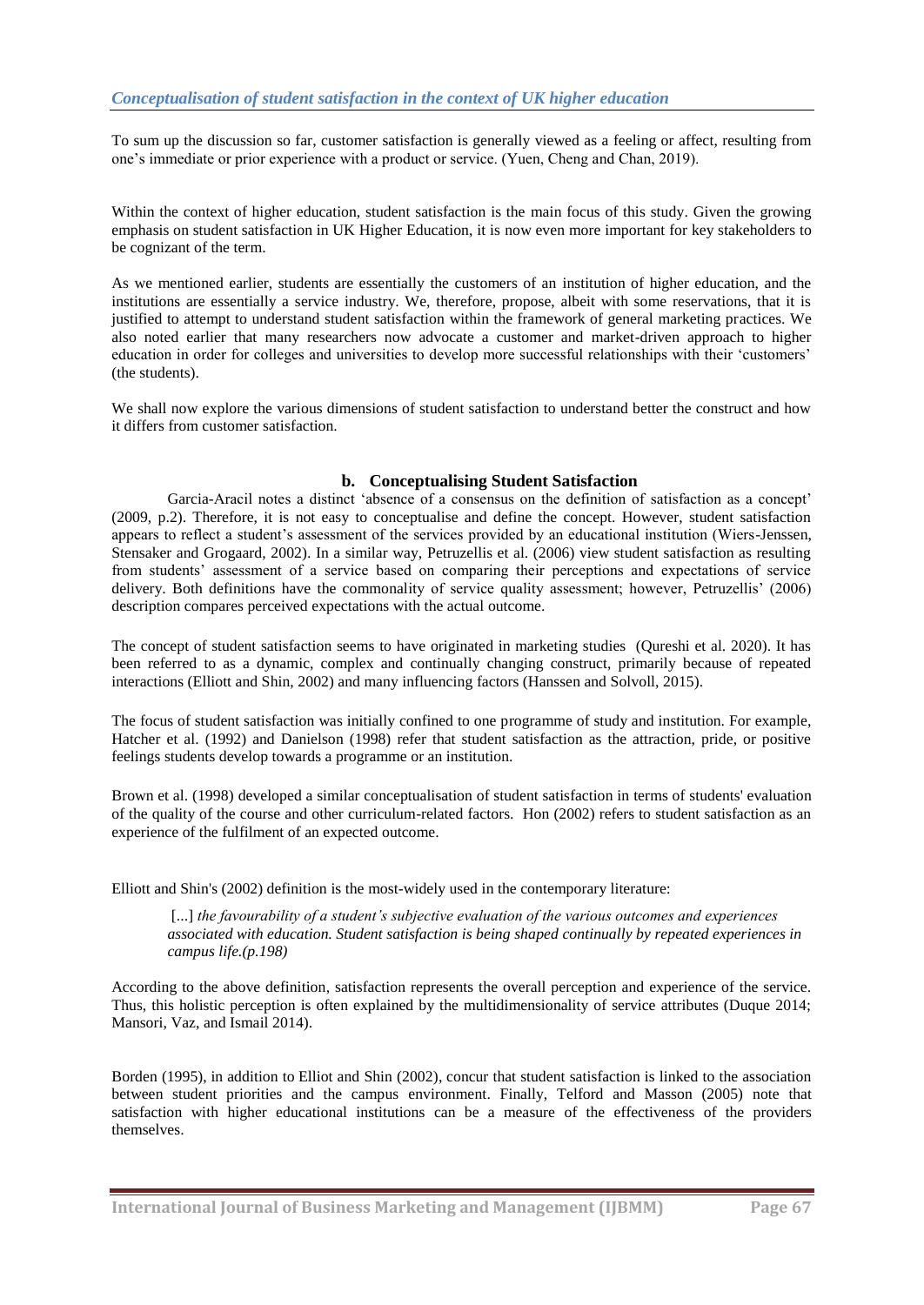## *Conceptualisation of student satisfaction in the context of UK higher education*

To sum up the discussion so far, customer satisfaction is generally viewed as a feeling or affect, resulting from one's immediate or prior experience with a product or service. (Yuen, Cheng and Chan, 2019).

Within the context of higher education, student satisfaction is the main focus of this study. Given the growing emphasis on student satisfaction in UK Higher Education, it is now even more important for key stakeholders to be cognizant of the term.

As we mentioned earlier, students are essentially the customers of an institution of higher education, and the institutions are essentially a service industry. We, therefore, propose, albeit with some reservations, that it is justified to attempt to understand student satisfaction within the framework of general marketing practices. We also noted earlier that many researchers now advocate a customer and market-driven approach to higher education in order for colleges and universities to develop more successful relationships with their 'customers' (the students).

We shall now explore the various dimensions of student satisfaction to understand better the construct and how it differs from customer satisfaction.

### b. Conceptualising Student Satisfaction

Garcia-Aracil notes a distinct 'absence of a consensus on the definition of satisfaction as a concept' (2009, p.2). Therefore, it is not easy to conceptualise and define the concept. However, student satisfaction appears to reflect a student's assessment of the services provided by an educational institution (Wiers-Jenssen, Stensaker and Grogaard, 2002). In a similar way, Petruzellis et al. (2006) view student satisfaction as resulting from students' assessment of a service based on comparing their perceptions and expectations of service delivery. Both definitions have the commonality of service quality assessment; however, Petruzellis' (2006) description compares perceived expectations with the actual outcome.

The concept of student satisfaction seems to have originated in marketing studies (Qureshi et al. 2020). It has been referred to as a dynamic, complex and continually changing construct, primarily because of repeated interactions (Elliott and Shin, 2002) and many influencing factors (Hanssen and Solvoll, 2015).

The focus of student satisfaction was initially confined to one programme of study and institution. For example, Hatcher et al. (1992) and Danielson (1998) refer that student satisfaction as the attraction, pride, or positive feelings students develop towards a programme or an institution.

Brown et al. (1998) developed a similar conceptualisation of student satisfaction in terms of students' evaluation of the quality of the course and other curriculum-related factors. Hon (2002) refers to student satisfaction as an experience of the fulfilment of an expected outcome.

Elliott and Shin's (2002) definition is the most-widely used in the contemporary literature:

> [...] *the favourability of a student's subjective evaluation of the various outcomes and experiences associated with education. Student satisfaction is being shaped continually by repeated experiences in campus life.(p.198)*

According to the above definition, satisfaction represents the overall perception and experience of the service. Thus, this holistic perception is often explained by the multidimensionality of service attributes (Duque 2014; Mansori, Vaz, and Ismail 2014).

Borden (1995), in addition to Elliot and Shin (2002), concur that student satisfaction is linked to the association between student priorities and the campus environment. Finally, Telford and Masson (2005) note that satisfaction with higher educational institutions can be a measure of the effectiveness of the providers themselves.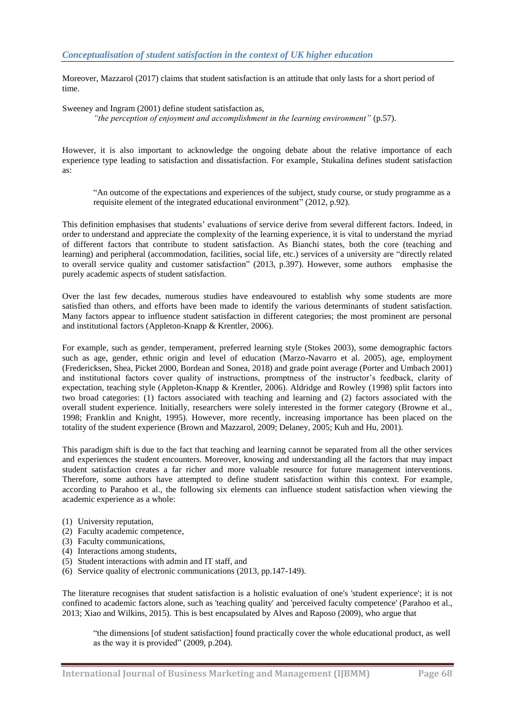### *Conceptualisation of student satisfaction in the context of UK higher education*

Moreover, Mazzarol (2017) claims that student satisfaction is an attitude that only lasts for a short period of time.

Sweeney and Ingram (2001) define student satisfaction as,

> *"the perception of enjoyment and accomplishment in the learning environment"* (p.57).

However, it is also important to acknowledge the ongoing debate about the relative importance of each experience type leading to satisfaction and dissatisfaction. For example, Stukalina defines student satisfaction as:

> "An outcome of the expectations and experiences of the subject, study course, or study programme as a requisite element of the integrated educational environment" (2012, p.92).

This definition emphasises that students' evaluations of service derive from several different factors. Indeed, in order to understand and appreciate the complexity of the learning experience, it is vital to understand the myriad of different factors that contribute to student satisfaction. As Bianchi states, both the core (teaching and learning) and peripheral (accommodation, facilities, social life, etc.) services of a university are "directly related to overall service quality and customer satisfaction" (2013, p.397). However, some authors emphasise the purely academic aspects of student satisfaction.

Over the last few decades, numerous studies have endeavoured to establish why some students are more satisfied than others, and efforts have been made to identify the various determinants of student satisfaction. Many factors appear to influence student satisfaction in different categories; the most prominent are personal and institutional factors (Appleton-Knapp & Krentler, 2006).

For example, such as gender, temperament, preferred learning style (Stokes 2003), some demographic factors such as age, gender, ethnic origin and level of education (Marzo-Navarro et al. 2005), age, employment (Fredericksen, Shea, Picket 2000, Bordean and Sonea, 2018) and grade point average (Porter and Umbach 2001) and institutional factors cover quality of instructions, promptness of the instructor's feedback, clarity of expectation, teaching style (Appleton-Knapp & Krentler, 2006). Aldridge and Rowley (1998) split factors into two broad categories: (1) factors associated with teaching and learning and (2) factors associated with the overall student experience. Initially, researchers were solely interested in the former category (Browne et al., 1998; Franklin and Knight, 1995). However, more recently, increasing importance has been placed on the totality of the student experience (Brown and Mazzarol, 2009; Delaney, 2005; Kuh and Hu, 2001).

This paradigm shift is due to the fact that teaching and learning cannot be separated from all the other services and experiences the student encounters. Moreover, knowing and understanding all the factors that may impact student satisfaction creates a far richer and more valuable resource for future management interventions. Therefore, some authors have attempted to define student satisfaction within this context. For example, according to Parahoo et al., the following six elements can influence student satisfaction when viewing the academic experience as a whole:

(1) University reputation,
(2) Faculty academic competence,
(3) Faculty communications,
(4) Interactions among students,
(5) Student interactions with admin and IT staff, and
(6) Service quality of electronic communications (2013, pp.147-149).

The literature recognises that student satisfaction is a holistic evaluation of one's 'student experience'; it is not confined to academic factors alone, such as 'teaching quality' and 'perceived faculty competence' (Parahoo et al., 2013; Xiao and Wilkins, 2015). This is best encapsulated by Alves and Raposo (2009), who argue that

> "the dimensions [of student satisfaction] found practically cover the whole educational product, as well as the way it is provided" (2009, p.204).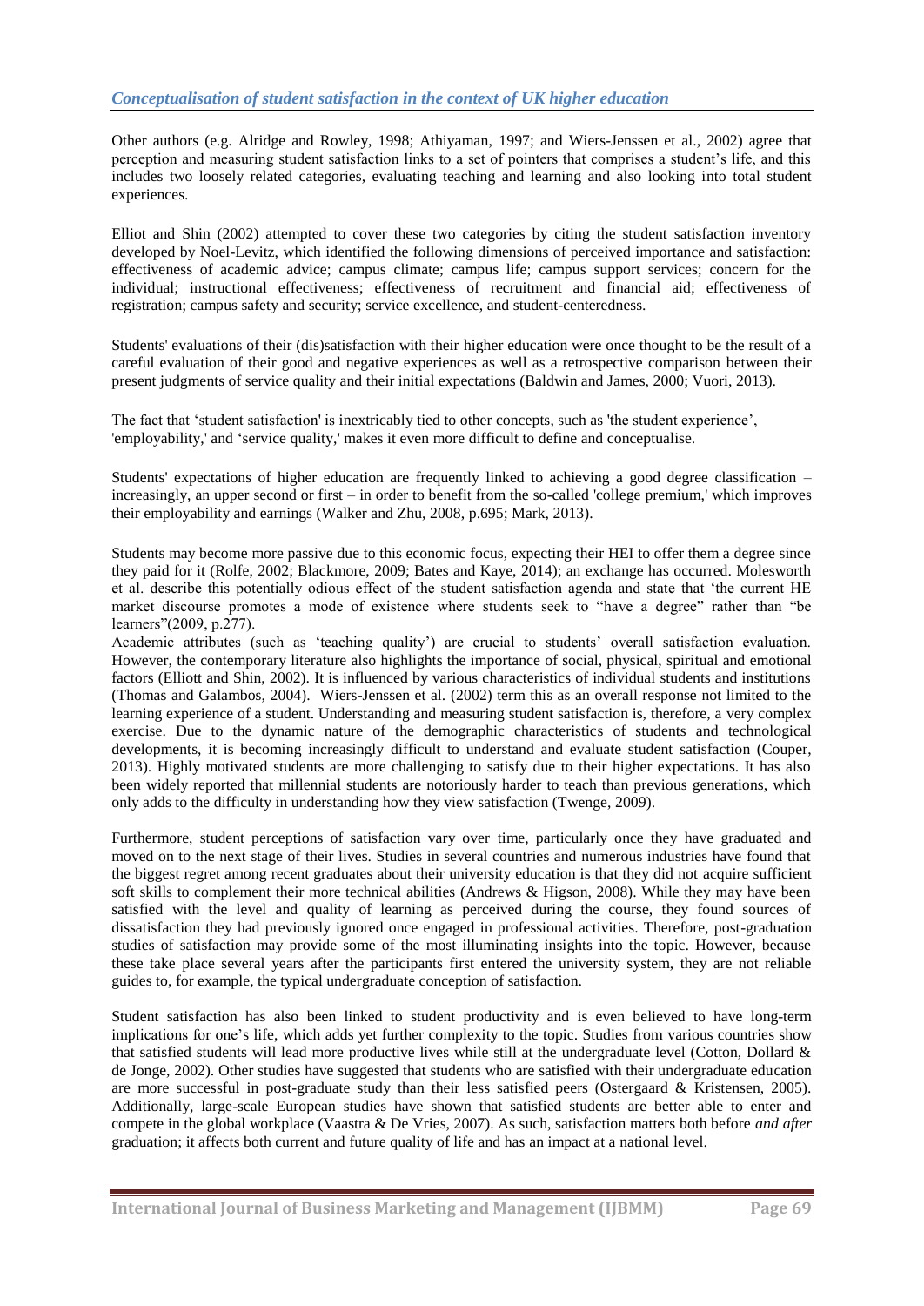### *Conceptualisation of student satisfaction in the context of UK higher education*

Other authors (e.g. Alridge and Rowley, 1998; Athiyaman, 1997; and Wiers-Jenssen et al., 2002) agree that perception and measuring student satisfaction links to a set of pointers that comprises a student's life, and this includes two loosely related categories, evaluating teaching and learning and also looking into total student experiences.

Elliot and Shin (2002) attempted to cover these two categories by citing the student satisfaction inventory developed by Noel-Levitz, which identified the following dimensions of perceived importance and satisfaction: effectiveness of academic advice; campus climate; campus life; campus support services; concern for the individual; instructional effectiveness; effectiveness of recruitment and financial aid; effectiveness of registration; campus safety and security; service excellence, and student-centeredness.

Students' evaluations of their (dis)satisfaction with their higher education were once thought to be the result of a careful evaluation of their good and negative experiences as well as a retrospective comparison between their present judgments of service quality and their initial expectations (Baldwin and James, 2000; Vuori, 2013).

The fact that 'student satisfaction' is inextricably tied to other concepts, such as 'the student experience', 'employability,' and 'service quality,' makes it even more difficult to define and conceptualise.

Students' expectations of higher education are frequently linked to achieving a good degree classification – increasingly, an upper second or first – in order to benefit from the so-called 'college premium,' which improves their employability and earnings (Walker and Zhu, 2008, p.695; Mark, 2013).

Students may become more passive due to this economic focus, expecting their HEI to offer them a degree since they paid for it (Rolfe, 2002; Blackmore, 2009; Bates and Kaye, 2014); an exchange has occurred. Molesworth et al. describe this potentially odious effect of the student satisfaction agenda and state that 'the current HE market discourse promotes a mode of existence where students seek to "have a degree" rather than "be learners"(2009, p.277).

Academic attributes (such as 'teaching quality') are crucial to students' overall satisfaction evaluation. However, the contemporary literature also highlights the importance of social, physical, spiritual and emotional factors (Elliott and Shin, 2002). It is influenced by various characteristics of individual students and institutions (Thomas and Galambos, 2004). Wiers-Jenssen et al. (2002) term this as an overall response not limited to the learning experience of a student. Understanding and measuring student satisfaction is, therefore, a very complex exercise. Due to the dynamic nature of the demographic characteristics of students and technological developments, it is becoming increasingly difficult to understand and evaluate student satisfaction (Couper, 2013). Highly motivated students are more challenging to satisfy due to their higher expectations. It has also been widely reported that millennial students are notoriously harder to teach than previous generations, which only adds to the difficulty in understanding how they view satisfaction (Twenge, 2009).

Furthermore, student perceptions of satisfaction vary over time, particularly once they have graduated and moved on to the next stage of their lives. Studies in several countries and numerous industries have found that the biggest regret among recent graduates about their university education is that they did not acquire sufficient soft skills to complement their more technical abilities (Andrews & Higson, 2008). While they may have been satisfied with the level and quality of learning as perceived during the course, they found sources of dissatisfaction they had previously ignored once engaged in professional activities. Therefore, post-graduation studies of satisfaction may provide some of the most illuminating insights into the topic. However, because these take place several years after the participants first entered the university system, they are not reliable guides to, for example, the typical undergraduate conception of satisfaction.

Student satisfaction has also been linked to student productivity and is even believed to have long-term implications for one's life, which adds yet further complexity to the topic. Studies from various countries show that satisfied students will lead more productive lives while still at the undergraduate level (Cotton, Dollard & de Jonge, 2002). Other studies have suggested that students who are satisfied with their undergraduate education are more successful in post-graduate study than their less satisfied peers (Ostergaard & Kristensen, 2005). Additionally, large-scale European studies have shown that satisfied students are better able to enter and compete in the global workplace (Vaastra & De Vries, 2007). As such, satisfaction matters both before *and after* graduation; it affects both current and future quality of life and has an impact at a national level.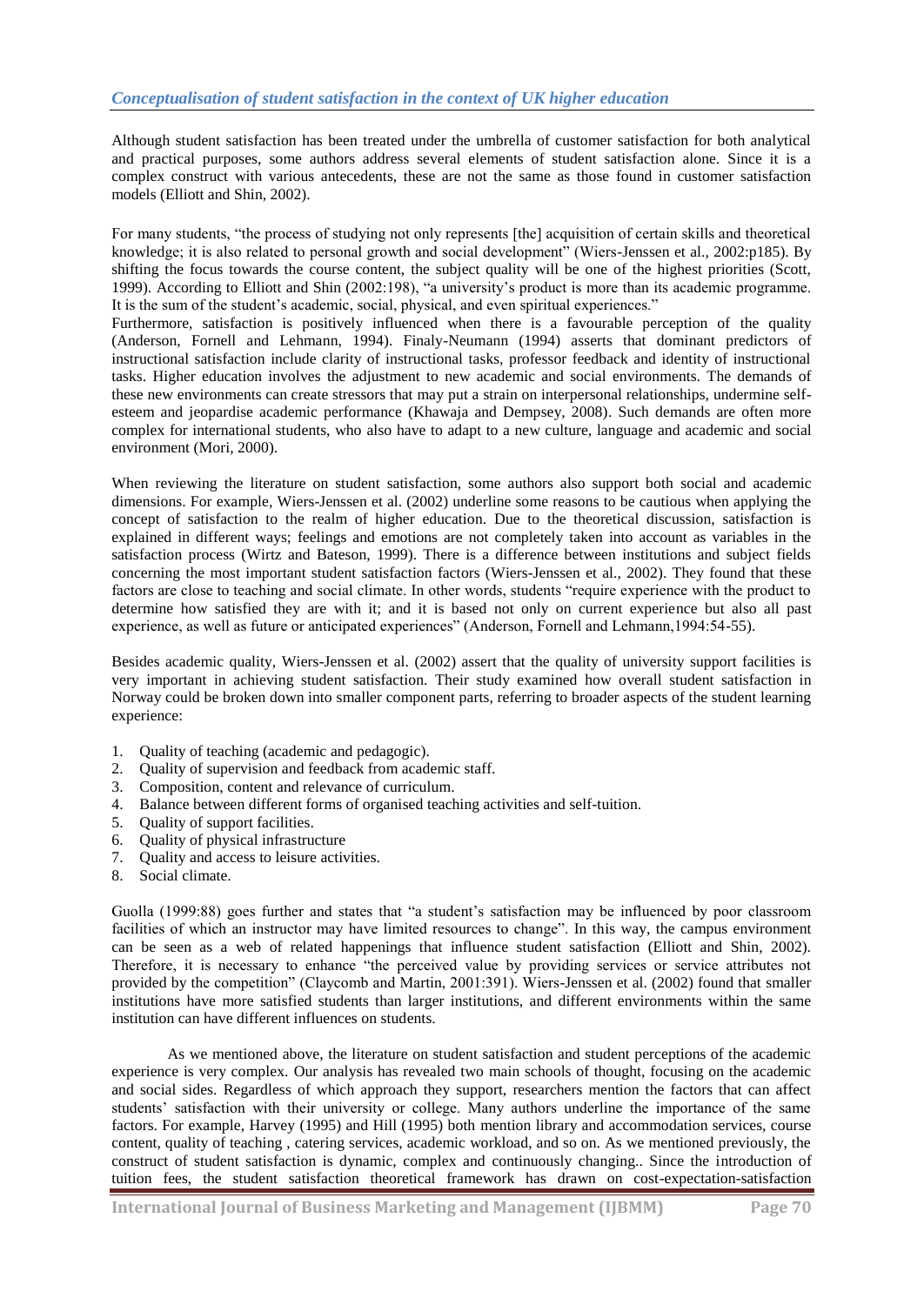### *Conceptualisation of student satisfaction in the context of UK higher education*

Although student satisfaction has been treated under the umbrella of customer satisfaction for both analytical and practical purposes, some authors address several elements of student satisfaction alone. Since it is a complex construct with various antecedents, these are not the same as those found in customer satisfaction models (Elliott and Shin, 2002).

For many students, "the process of studying not only represents [the] acquisition of certain skills and theoretical knowledge; it is also related to personal growth and social development" (Wiers-Jenssen et al., 2002:p185). By shifting the focus towards the course content, the subject quality will be one of the highest priorities (Scott, 1999). According to Elliott and Shin (2002:198), "a university's product is more than its academic programme. It is the sum of the student's academic, social, physical, and even spiritual experiences."

Furthermore, satisfaction is positively influenced when there is a favourable perception of the quality (Anderson, Fornell and Lehmann, 1994). Finaly-Neumann (1994) asserts that dominant predictors of instructional satisfaction include clarity of instructional tasks, professor feedback and identity of instructional tasks. Higher education involves the adjustment to new academic and social environments. The demands of these new environments can create stressors that may put a strain on interpersonal relationships, undermine self-esteem and jeopardise academic performance (Khawaja and Dempsey, 2008). Such demands are often more complex for international students, who also have to adapt to a new culture, language and academic and social environment (Mori, 2000).

When reviewing the literature on student satisfaction, some authors also support both social and academic dimensions. For example, Wiers-Jenssen et al. (2002) underline some reasons to be cautious when applying the concept of satisfaction to the realm of higher education. Due to the theoretical discussion, satisfaction is explained in different ways; feelings and emotions are not completely taken into account as variables in the satisfaction process (Wirtz and Bateson, 1999). There is a difference between institutions and subject fields concerning the most important student satisfaction factors (Wiers-Jenssen et al., 2002). They found that these factors are close to teaching and social climate. In other words, students "require experience with the product to determine how satisfied they are with it; and it is based not only on current experience but also all past experience, as well as future or anticipated experiences" (Anderson, Fornell and Lehmann,1994:54-55).

Besides academic quality, Wiers-Jenssen et al. (2002) assert that the quality of university support facilities is very important in achieving student satisfaction. Their study examined how overall student satisfaction in Norway could be broken down into smaller component parts, referring to broader aspects of the student learning experience:

1. Quality of teaching (academic and pedagogic).
2. Quality of supervision and feedback from academic staff.
3. Composition, content and relevance of curriculum.
4. Balance between different forms of organised teaching activities and self-tuition.
5. Quality of support facilities.
6. Quality of physical infrastructure
7. Quality and access to leisure activities.
8. Social climate.

Guolla (1999:88) goes further and states that "a student's satisfaction may be influenced by poor classroom facilities of which an instructor may have limited resources to change". In this way, the campus environment can be seen as a web of related happenings that influence student satisfaction (Elliott and Shin, 2002). Therefore, it is necessary to enhance "the perceived value by providing services or service attributes not provided by the competition" (Claycomb and Martin, 2001:391). Wiers-Jenssen et al. (2002) found that smaller institutions have more satisfied students than larger institutions, and different environments within the same institution can have different influences on students.

As we mentioned above, the literature on student satisfaction and student perceptions of the academic experience is very complex. Our analysis has revealed two main schools of thought, focusing on the academic and social sides. Regardless of which approach they support, researchers mention the factors that can affect students' satisfaction with their university or college. Many authors underline the importance of the same factors. For example, Harvey (1995) and Hill (1995) both mention library and accommodation services, course content, quality of teaching , catering services, academic workload, and so on. As we mentioned previously, the construct of student satisfaction is dynamic, complex and continuously changing.. Since the introduction of tuition fees, the student satisfaction theoretical framework has drawn on cost-expectation-satisfaction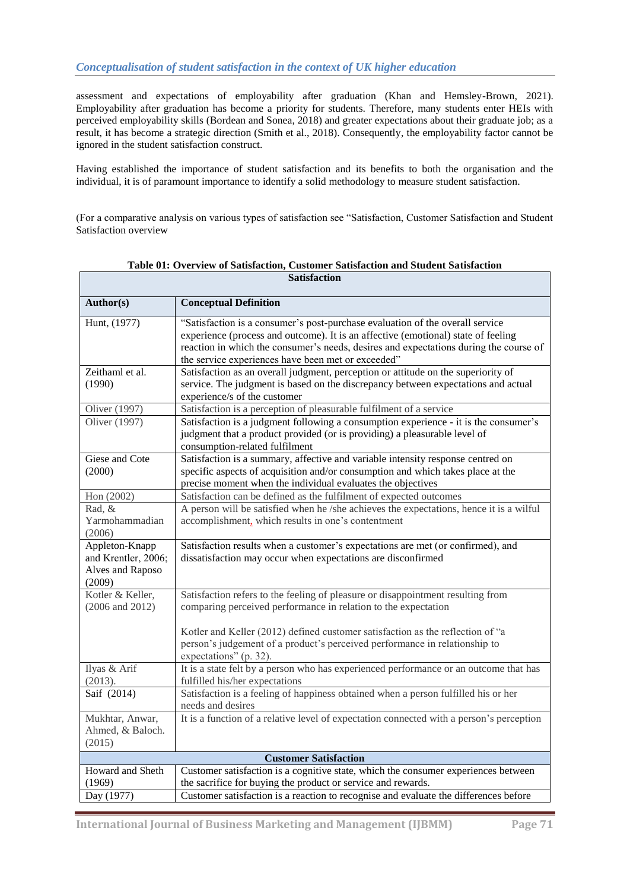assessment and expectations of employability after graduation (Khan and Hemsley-Brown, 2021). Employability after graduation has become a priority for students. Therefore, many students enter HEIs with perceived employability skills (Bordean and Sonea, 2018) and greater expectations about their graduate job; as a result, it has become a strategic direction (Smith et al., 2018). Consequently, the employability factor cannot be ignored in the student satisfaction construct.

Having established the importance of student satisfaction and its benefits to both the organisation and the individual, it is of paramount importance to identify a solid methodology to measure student satisfaction.

(For a comparative analysis on various types of satisfaction see "Satisfaction, Customer Satisfaction and Student Satisfaction overview

**Table 01: Overview of Satisfaction, Customer Satisfaction and Student Satisfaction**

| **Satisfaction** | |
|---|---|
| **Author(s)** | **Conceptual Definition** |
| Hunt, (1977) | "Satisfaction is a consumer's post-purchase evaluation of the overall service experience (process and outcome). It is an affective (emotional) state of feeling reaction in which the consumer's needs, desires and expectations during the course of the service experiences have been met or exceeded" |
| Zeithaml et al. (1990) | Satisfaction as an overall judgment, perception or attitude on the superiority of service. The judgment is based on the discrepancy between expectations and actual experience/s of the customer |
| Oliver (1997) | Satisfaction is a perception of pleasurable fulfilment of a service |
| Oliver (1997) | Satisfaction is a judgment following a consumption experience - it is the consumer's judgment that a product provided (or is providing) a pleasurable level of consumption-related fulfilment |
| Giese and Cote (2000) | Satisfaction is a summary, affective and variable intensity response centred on specific aspects of acquisition and/or consumption and which takes place at the precise moment when the individual evaluates the objectives |
| Hon (2002) | Satisfaction can be defined as the fulfilment of expected outcomes |
| Rad, & Yarmohammadian (2006) | A person will be satisfied when he /she achieves the expectations, hence it is a wilful accomplishment, which results in one's contentment |
| Appleton-Knapp and Krentler, 2006; Alves and Raposo (2009) | Satisfaction results when a customer's expectations are met (or confirmed), and dissatisfaction may occur when expectations are disconfirmed |
| Kotler & Keller, (2006 and 2012) | Satisfaction refers to the feeling of pleasure or disappointment resulting from comparing perceived performance in relation to the expectation<br><br>Kotler and Keller (2012) defined customer satisfaction as the reflection of "a person's judgement of a product's perceived performance in relationship to expectations" (p. 32). |
| Ilyas & Arif (2013). | It is a state felt by a person who has experienced performance or an outcome that has fulfilled his/her expectations |
| Saif (2014) | Satisfaction is a feeling of happiness obtained when a person fulfilled his or her needs and desires |
| Mukhtar, Anwar, Ahmed, & Baloch. (2015) | It is a function of a relative level of expectation connected with a person's perception |
| **Customer Satisfaction** | |
| Howard and Sheth (1969) | Customer satisfaction is a cognitive state, which the consumer experiences between the sacrifice for buying the product or service and rewards. |
| Day (1977) | Customer satisfaction is a reaction to recognise and evaluate the differences before |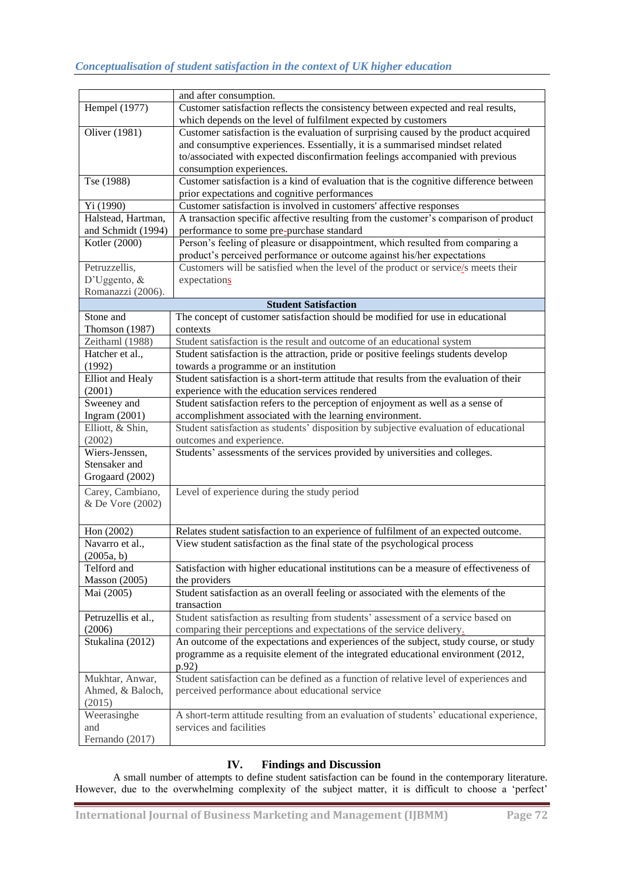| | |
|---|---|
| | and after consumption. |
| Hempel (1977) | Customer satisfaction reflects the consistency between expected and real results, which depends on the level of fulfilment expected by customers |
| Oliver (1981) | Customer satisfaction is the evaluation of surprising caused by the product acquired and consumptive experiences. Essentially, it is a summarised mindset related to/associated with expected disconfirmation feelings accompanied with previous consumption experiences. |
| Tse (1988) | Customer satisfaction is a kind of evaluation that is the cognitive difference between prior expectations and cognitive performances |
| Yi (1990) | Customer satisfaction is involved in customers' affective responses |
| Halstead, Hartman, and Schmidt (1994) | A transaction specific affective resulting from the customer's comparison of product performance to some pre-purchase standard |
| Kotler (2000) | Person's feeling of pleasure or disappointment, which resulted from comparing a product's perceived performance or outcome against his/her expectations |
| Petruzzellis, D'Uggento, & Romanazzi (2006). | Customers will be satisfied when the level of the product or service/s meets their expectations |
| **Student Satisfaction** | |
| Stone and Thomson (1987) | The concept of customer satisfaction should be modified for use in educational contexts |
| Zeithaml (1988) | Student satisfaction is the result and outcome of an educational system |
| Hatcher et al., (1992) | Student satisfaction is the attraction, pride or positive feelings students develop towards a programme or an institution |
| Elliot and Healy (2001) | Student satisfaction is a short-term attitude that results from the evaluation of their experience with the education services rendered |
| Sweeney and Ingram (2001) | Student satisfaction refers to the perception of enjoyment as well as a sense of accomplishment associated with the learning environment. |
| Elliott, & Shin, (2002) | Student satisfaction as students' disposition by subjective evaluation of educational outcomes and experience. |
| Wiers-Jenssen, Stensaker and Grogaard (2002) | Students' assessments of the services provided by universities and colleges. |
| Carey, Cambiano, & De Vore (2002) | Level of experience during the study period |
| Hon (2002) | Relates student satisfaction to an experience of fulfilment of an expected outcome. |
| Navarro et al., (2005a, b) | View student satisfaction as the final state of the psychological process |
| Telford and Masson (2005) | Satisfaction with higher educational institutions can be a measure of effectiveness of the providers |
| Mai (2005) | Student satisfaction as an overall feeling or associated with the elements of the transaction |
| Petruzellis et al., (2006) | Student satisfaction as resulting from students' assessment of a service based on comparing their perceptions and expectations of the service delivery. |
| Stukalina (2012) | An outcome of the expectations and experiences of the subject, study course, or study programme as a requisite element of the integrated educational environment (2012, p.92) |
| Mukhtar, Anwar, Ahmed, & Baloch, (2015) | Student satisfaction can be defined as a function of relative level of experiences and perceived performance about educational service |
| Weerasinghe and Fernando (2017) | A short-term attitude resulting from an evaluation of students' educational experience, services and facilities |

## IV. Findings and Discussion

A small number of attempts to define student satisfaction can be found in the contemporary literature. However, due to the overwhelming complexity of the subject matter, it is difficult to choose a 'perfect'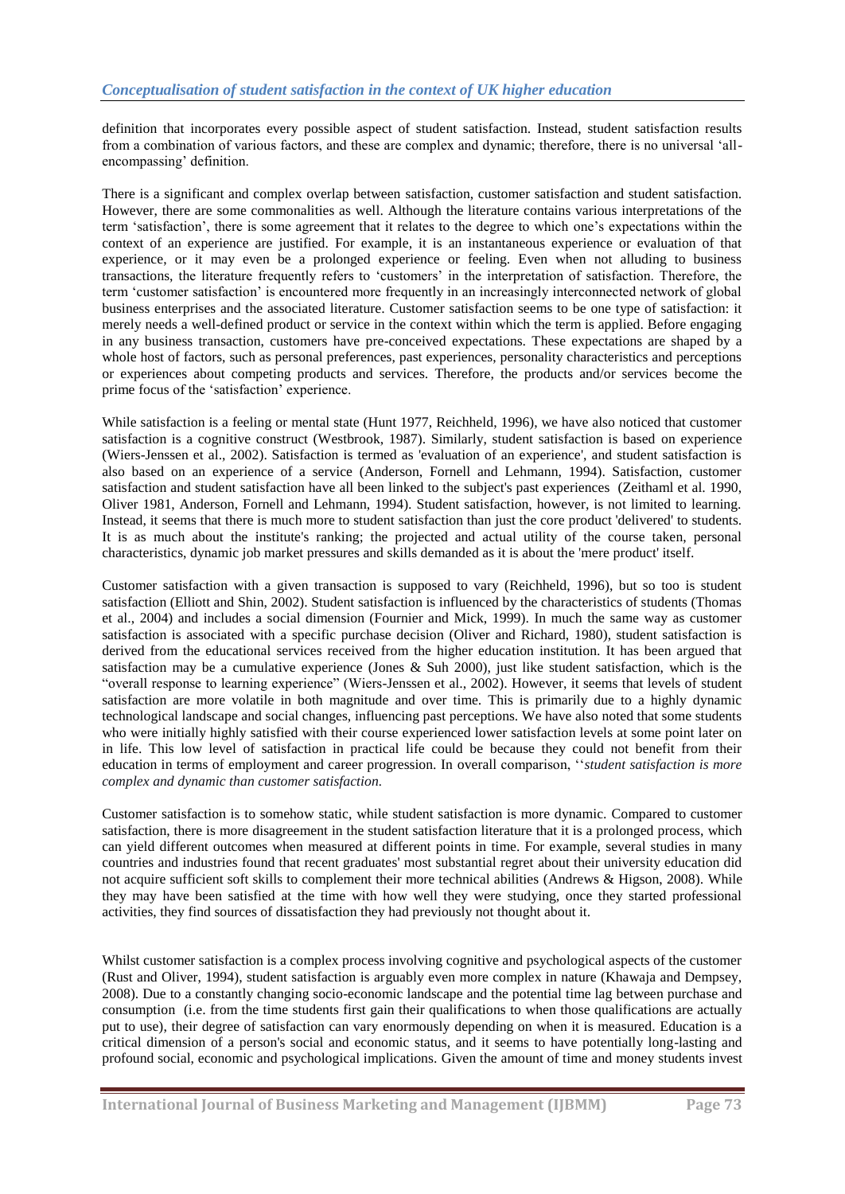definition that incorporates every possible aspect of student satisfaction. Instead, student satisfaction results from a combination of various factors, and these are complex and dynamic; therefore, there is no universal 'all-encompassing' definition.

There is a significant and complex overlap between satisfaction, customer satisfaction and student satisfaction. However, there are some commonalities as well. Although the literature contains various interpretations of the term 'satisfaction', there is some agreement that it relates to the degree to which one's expectations within the context of an experience are justified. For example, it is an instantaneous experience or evaluation of that experience, or it may even be a prolonged experience or feeling. Even when not alluding to business transactions, the literature frequently refers to 'customers' in the interpretation of satisfaction. Therefore, the term 'customer satisfaction' is encountered more frequently in an increasingly interconnected network of global business enterprises and the associated literature. Customer satisfaction seems to be one type of satisfaction: it merely needs a well-defined product or service in the context within which the term is applied. Before engaging in any business transaction, customers have pre-conceived expectations. These expectations are shaped by a whole host of factors, such as personal preferences, past experiences, personality characteristics and perceptions or experiences about competing products and services. Therefore, the products and/or services become the prime focus of the 'satisfaction' experience.

While satisfaction is a feeling or mental state (Hunt 1977, Reichheld, 1996), we have also noticed that customer satisfaction is a cognitive construct (Westbrook, 1987). Similarly, student satisfaction is based on experience (Wiers-Jenssen et al., 2002). Satisfaction is termed as 'evaluation of an experience', and student satisfaction is also based on an experience of a service (Anderson, Fornell and Lehmann, 1994). Satisfaction, customer satisfaction and student satisfaction have all been linked to the subject's past experiences (Zeithaml et al. 1990, Oliver 1981, Anderson, Fornell and Lehmann, 1994). Student satisfaction, however, is not limited to learning. Instead, it seems that there is much more to student satisfaction than just the core product 'delivered' to students. It is as much about the institute's ranking; the projected and actual utility of the course taken, personal characteristics, dynamic job market pressures and skills demanded as it is about the 'mere product' itself.

Customer satisfaction with a given transaction is supposed to vary (Reichheld, 1996), but so too is student satisfaction (Elliott and Shin, 2002). Student satisfaction is influenced by the characteristics of students (Thomas et al., 2004) and includes a social dimension (Fournier and Mick, 1999). In much the same way as customer satisfaction is associated with a specific purchase decision (Oliver and Richard, 1980), student satisfaction is derived from the educational services received from the higher education institution. It has been argued that satisfaction may be a cumulative experience (Jones & Suh 2000), just like student satisfaction, which is the "overall response to learning experience" (Wiers-Jenssen et al., 2002). However, it seems that levels of student satisfaction are more volatile in both magnitude and over time. This is primarily due to a highly dynamic technological landscape and social changes, influencing past perceptions. We have also noted that some students who were initially highly satisfied with their course experienced lower satisfaction levels at some point later on in life. This low level of satisfaction in practical life could be because they could not benefit from their education in terms of employment and career progression. In overall comparison, ''*student satisfaction is more complex and dynamic than customer satisfaction.*

Customer satisfaction is to somehow static, while student satisfaction is more dynamic. Compared to customer satisfaction, there is more disagreement in the student satisfaction literature that it is a prolonged process, which can yield different outcomes when measured at different points in time. For example, several studies in many countries and industries found that recent graduates' most substantial regret about their university education did not acquire sufficient soft skills to complement their more technical abilities (Andrews & Higson, 2008). While they may have been satisfied at the time with how well they were studying, once they started professional activities, they find sources of dissatisfaction they had previously not thought about it.

Whilst customer satisfaction is a complex process involving cognitive and psychological aspects of the customer (Rust and Oliver, 1994), student satisfaction is arguably even more complex in nature (Khawaja and Dempsey, 2008). Due to a constantly changing socio-economic landscape and the potential time lag between purchase and consumption (i.e. from the time students first gain their qualifications to when those qualifications are actually put to use), their degree of satisfaction can vary enormously depending on when it is measured. Education is a critical dimension of a person's social and economic status, and it seems to have potentially long-lasting and profound social, economic and psychological implications. Given the amount of time and money students invest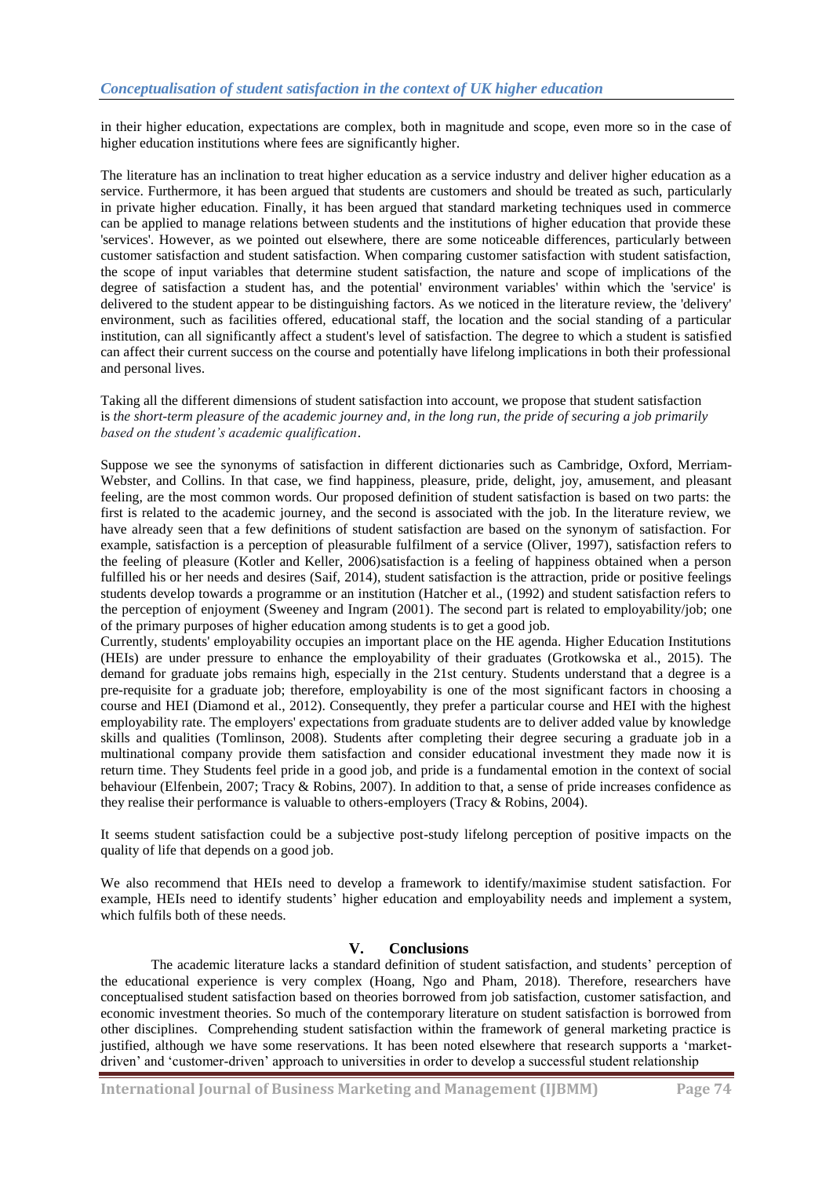in their higher education, expectations are complex, both in magnitude and scope, even more so in the case of higher education institutions where fees are significantly higher.

The literature has an inclination to treat higher education as a service industry and deliver higher education as a service. Furthermore, it has been argued that students are customers and should be treated as such, particularly in private higher education. Finally, it has been argued that standard marketing techniques used in commerce can be applied to manage relations between students and the institutions of higher education that provide these 'services'. However, as we pointed out elsewhere, there are some noticeable differences, particularly between customer satisfaction and student satisfaction. When comparing customer satisfaction with student satisfaction, the scope of input variables that determine student satisfaction, the nature and scope of implications of the degree of satisfaction a student has, and the potential' environment variables' within which the 'service' is delivered to the student appear to be distinguishing factors. As we noticed in the literature review, the 'delivery' environment, such as facilities offered, educational staff, the location and the social standing of a particular institution, can all significantly affect a student's level of satisfaction. The degree to which a student is satisfied can affect their current success on the course and potentially have lifelong implications in both their professional and personal lives.

Taking all the different dimensions of student satisfaction into account, we propose that student satisfaction is *the short-term pleasure of the academic journey and, in the long run, the pride of securing a job primarily based on the student's academic qualification*.

Suppose we see the synonyms of satisfaction in different dictionaries such as Cambridge, Oxford, Merriam-Webster, and Collins. In that case, we find happiness, pleasure, pride, delight, joy, amusement, and pleasant feeling, are the most common words. Our proposed definition of student satisfaction is based on two parts: the first is related to the academic journey, and the second is associated with the job. In the literature review, we have already seen that a few definitions of student satisfaction are based on the synonym of satisfaction. For example, satisfaction is a perception of pleasurable fulfilment of a service (Oliver, 1997), satisfaction refers to the feeling of pleasure (Kotler and Keller, 2006)satisfaction is a feeling of happiness obtained when a person fulfilled his or her needs and desires (Saif, 2014), student satisfaction is the attraction, pride or positive feelings students develop towards a programme or an institution (Hatcher et al., (1992) and student satisfaction refers to the perception of enjoyment (Sweeney and Ingram (2001). The second part is related to employability/job; one of the primary purposes of higher education among students is to get a good job.

Currently, students' employability occupies an important place on the HE agenda. Higher Education Institutions (HEIs) are under pressure to enhance the employability of their graduates (Grotkowska et al., 2015). The demand for graduate jobs remains high, especially in the 21st century. Students understand that a degree is a pre-requisite for a graduate job; therefore, employability is one of the most significant factors in choosing a course and HEI (Diamond et al., 2012). Consequently, they prefer a particular course and HEI with the highest employability rate. The employers' expectations from graduate students are to deliver added value by knowledge skills and qualities (Tomlinson, 2008). Students after completing their degree securing a graduate job in a multinational company provide them satisfaction and consider educational investment they made now it is return time. They Students feel pride in a good job, and pride is a fundamental emotion in the context of social behaviour (Elfenbein, 2007; Tracy & Robins, 2007). In addition to that, a sense of pride increases confidence as they realise their performance is valuable to others-employers (Tracy & Robins, 2004).

It seems student satisfaction could be a subjective post-study lifelong perception of positive impacts on the quality of life that depends on a good job.

We also recommend that HEIs need to develop a framework to identify/maximise student satisfaction. For example, HEIs need to identify students' higher education and employability needs and implement a system, which fulfils both of these needs.

## V. Conclusions

The academic literature lacks a standard definition of student satisfaction, and students' perception of the educational experience is very complex (Hoang, Ngo and Pham, 2018). Therefore, researchers have conceptualised student satisfaction based on theories borrowed from job satisfaction, customer satisfaction, and economic investment theories. So much of the contemporary literature on student satisfaction is borrowed from other disciplines. Comprehending student satisfaction within the framework of general marketing practice is justified, although we have some reservations. It has been noted elsewhere that research supports a 'market-driven' and 'customer-driven' approach to universities in order to develop a successful student relationship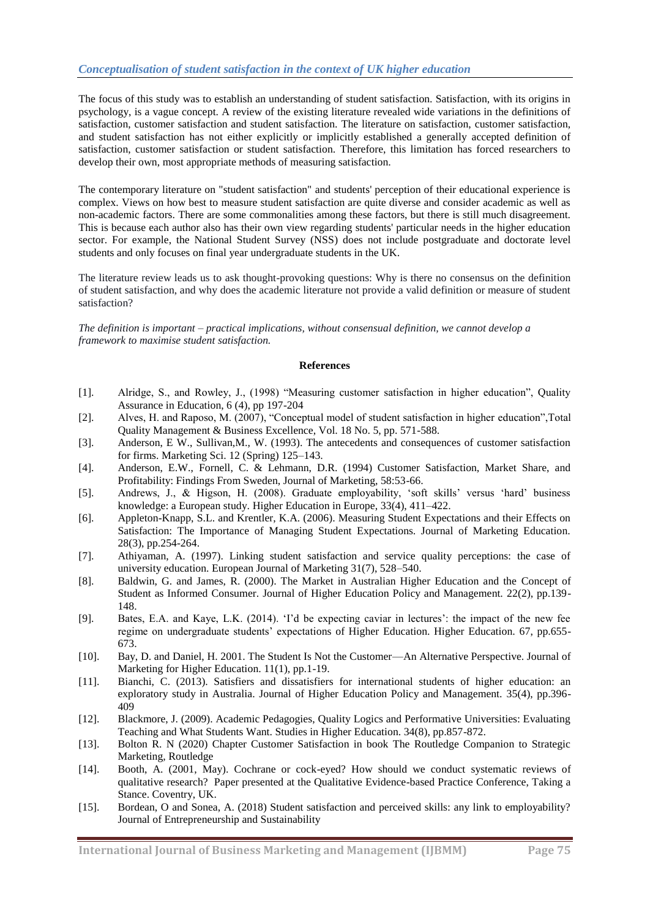### *Conceptualisation of student satisfaction in the context of UK higher education*

The focus of this study was to establish an understanding of student satisfaction. Satisfaction, with its origins in psychology, is a vague concept. A review of the existing literature revealed wide variations in the definitions of satisfaction, customer satisfaction and student satisfaction. The literature on satisfaction, customer satisfaction, and student satisfaction has not either explicitly or implicitly established a generally accepted definition of satisfaction, customer satisfaction or student satisfaction. Therefore, this limitation has forced researchers to develop their own, most appropriate methods of measuring satisfaction.

The contemporary literature on "student satisfaction" and students' perception of their educational experience is complex. Views on how best to measure student satisfaction are quite diverse and consider academic as well as non-academic factors. There are some commonalities among these factors, but there is still much disagreement. This is because each author also has their own view regarding students' particular needs in the higher education sector. For example, the National Student Survey (NSS) does not include postgraduate and doctorate level students and only focuses on final year undergraduate students in the UK.

The literature review leads us to ask thought-provoking questions: Why is there no consensus on the definition of student satisfaction, and why does the academic literature not provide a valid definition or measure of student satisfaction?

*The definition is important – practical implications, without consensual definition, we cannot develop a framework to maximise student satisfaction.*

**References**

[1]. Alridge, S., and Rowley, J., (1998) "Measuring customer satisfaction in higher education", Quality Assurance in Education, 6 (4), pp 197-204

[2]. Alves, H. and Raposo, M. (2007), "Conceptual model of student satisfaction in higher education",Total Quality Management & Business Excellence, Vol. 18 No. 5, pp. 571-588.

[3]. Anderson, E W., Sullivan,M., W. (1993). The antecedents and consequences of customer satisfaction for firms. Marketing Sci. 12 (Spring) 125–143.

[4]. Anderson, E.W., Fornell, C. & Lehmann, D.R. (1994) Customer Satisfaction, Market Share, and Profitability: Findings From Sweden, Journal of Marketing, 58:53-66.

[5]. Andrews, J., & Higson, H. (2008). Graduate employability, 'soft skills' versus 'hard' business knowledge: a European study. Higher Education in Europe, 33(4), 411–422.

[6]. Appleton-Knapp, S.L. and Krentler, K.A. (2006). Measuring Student Expectations and their Effects on Satisfaction: The Importance of Managing Student Expectations. Journal of Marketing Education. 28(3), pp.254-264.

[7]. Athiyaman, A. (1997). Linking student satisfaction and service quality perceptions: the case of university education. European Journal of Marketing 31(7), 528–540.

[8]. Baldwin, G. and James, R. (2000). The Market in Australian Higher Education and the Concept of Student as Informed Consumer. Journal of Higher Education Policy and Management. 22(2), pp.139-148.

[9]. Bates, E.A. and Kaye, L.K. (2014). 'I'd be expecting caviar in lectures': the impact of the new fee regime on undergraduate students' expectations of Higher Education. Higher Education. 67, pp.655-673.

[10]. Bay, D. and Daniel, H. 2001. The Student Is Not the Customer—An Alternative Perspective. Journal of Marketing for Higher Education. 11(1), pp.1-19.

[11]. Bianchi, C. (2013). Satisfiers and dissatisfiers for international students of higher education: an exploratory study in Australia. Journal of Higher Education Policy and Management. 35(4), pp.396-409

[12]. Blackmore, J. (2009). Academic Pedagogies, Quality Logics and Performative Universities: Evaluating Teaching and What Students Want. Studies in Higher Education. 34(8), pp.857-872.

[13]. Bolton R. N (2020) Chapter Customer Satisfaction in book The Routledge Companion to Strategic Marketing, Routledge

[14]. Booth, A. (2001, May). Cochrane or cock-eyed? How should we conduct systematic reviews of qualitative research? Paper presented at the Qualitative Evidence-based Practice Conference, Taking a Stance. Coventry, UK.

[15]. Bordean, O and Sonea, A. (2018) Student satisfaction and perceived skills: any link to employability? Journal of Entrepreneurship and Sustainability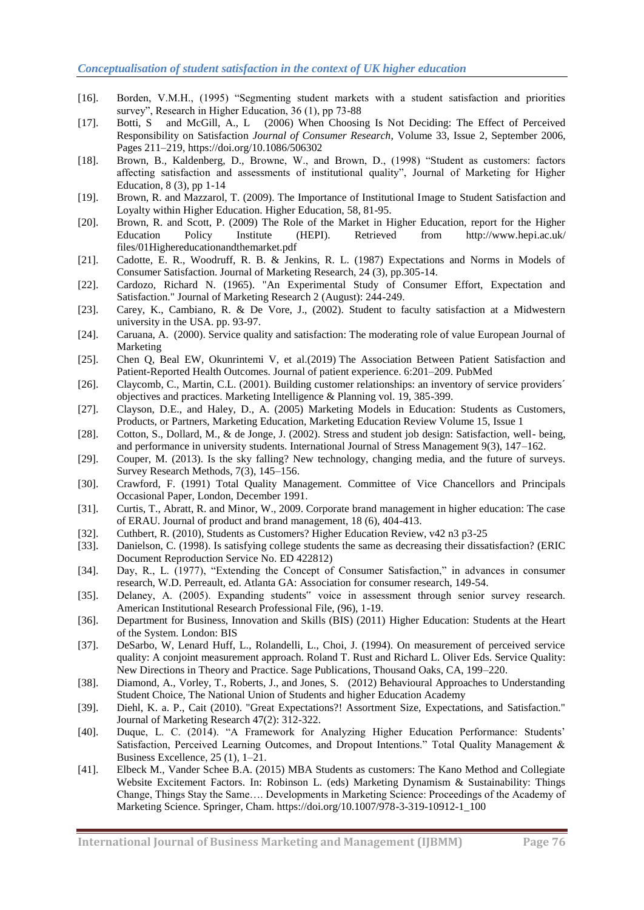[16]. Borden, V.M.H., (1995) "Segmenting student markets with a student satisfaction and priorities survey", Research in Higher Education, 36 (1), pp 73-88

[17]. Botti, S and McGill, A., L (2006) When Choosing Is Not Deciding: The Effect of Perceived Responsibility on Satisfaction *Journal of Consumer Research*, Volume 33, Issue 2, September 2006, Pages 211–219, https://doi.org/10.1086/506302

[18]. Brown, B., Kaldenberg, D., Browne, W., and Brown, D., (1998) "Student as customers: factors affecting satisfaction and assessments of institutional quality", Journal of Marketing for Higher Education, 8 (3), pp 1-14

[19]. Brown, R. and Mazzarol, T. (2009). The Importance of Institutional Image to Student Satisfaction and Loyalty within Higher Education. Higher Education, 58, 81-95.

[20]. Brown, R. and Scott, P. (2009) The Role of the Market in Higher Education, report for the Higher Education Policy Institute (HEPI). Retrieved from http://www.hepi.ac.uk/files/01Highereducationandthemarket.pdf

[21]. Cadotte, E. R., Woodruff, R. B. & Jenkins, R. L. (1987) Expectations and Norms in Models of Consumer Satisfaction. Journal of Marketing Research, 24 (3), pp.305-14.

[22]. Cardozo, Richard N. (1965). "An Experimental Study of Consumer Effort, Expectation and Satisfaction." Journal of Marketing Research 2 (August): 244-249.

[23]. Carey, K., Cambiano, R. & De Vore, J., (2002). Student to faculty satisfaction at a Midwestern university in the USA. pp. 93-97.

[24]. Caruana, A. (2000). Service quality and satisfaction: The moderating role of value European Journal of Marketing

[25]. Chen Q, Beal EW, Okunrintemi V, et al.(2019) The Association Between Patient Satisfaction and Patient-Reported Health Outcomes. Journal of patient experience. 6:201–209. PubMed

[26]. Claycomb, C., Martin, C.L. (2001). Building customer relationships: an inventory of service providers´ objectives and practices. Marketing Intelligence & Planning vol. 19, 385-399.

[27]. Clayson, D.E., and Haley, D., A. (2005) Marketing Models in Education: Students as Customers, Products, or Partners, Marketing Education, Marketing Education Review Volume 15, Issue 1

[28]. Cotton, S., Dollard, M., & de Jonge, J. (2002). Stress and student job design: Satisfaction, well- being, and performance in university students. International Journal of Stress Management 9(3), 147–162.

[29]. Couper, M. (2013). Is the sky falling? New technology, changing media, and the future of surveys. Survey Research Methods, 7(3), 145–156.

[30]. Crawford, F. (1991) Total Quality Management. Committee of Vice Chancellors and Principals Occasional Paper, London, December 1991.

[31]. Curtis, T., Abratt, R. and Minor, W., 2009. Corporate brand management in higher education: The case of ERAU. Journal of product and brand management, 18 (6), 404-413.

[32]. Cuthbert, R. (2010), Students as Customers? Higher Education Review, v42 n3 p3-25

[33]. Danielson, C. (1998). Is satisfying college students the same as decreasing their dissatisfaction? (ERIC Document Reproduction Service No. ED 422812)

[34]. Day, R., L. (1977), "Extending the Concept of Consumer Satisfaction," in advances in consumer research, W.D. Perreault, ed. Atlanta GA: Association for consumer research, 149-54.

[35]. Delaney, A. (2005). Expanding students" voice in assessment through senior survey research. American Institutional Research Professional File, (96), 1-19.

[36]. Department for Business, Innovation and Skills (BIS) (2011) Higher Education: Students at the Heart of the System. London: BIS

[37]. DeSarbo, W, Lenard Huff, L., Rolandelli, L., Choi, J. (1994). On measurement of perceived service quality: A conjoint measurement approach. Roland T. Rust and Richard L. Oliver Eds. Service Quality: New Directions in Theory and Practice. Sage Publications, Thousand Oaks, CA, 199–220.

[38]. Diamond, A., Vorley, T., Roberts, J., and Jones, S. (2012) Behavioural Approaches to Understanding Student Choice, The National Union of Students and higher Education Academy

[39]. Diehl, K. a. P., Cait (2010). "Great Expectations?! Assortment Size, Expectations, and Satisfaction." Journal of Marketing Research 47(2): 312-322.

[40]. Duque, L. C. (2014). "A Framework for Analyzing Higher Education Performance: Students' Satisfaction, Perceived Learning Outcomes, and Dropout Intentions." Total Quality Management & Business Excellence, 25 (1), 1–21.

[41]. Elbeck M., Vander Schee B.A. (2015) MBA Students as customers: The Kano Method and Collegiate Website Excitement Factors. In: Robinson L. (eds) Marketing Dynamism & Sustainability: Things Change, Things Stay the Same…. Developments in Marketing Science: Proceedings of the Academy of Marketing Science. Springer, Cham. https://doi.org/10.1007/978-3-319-10912-1_100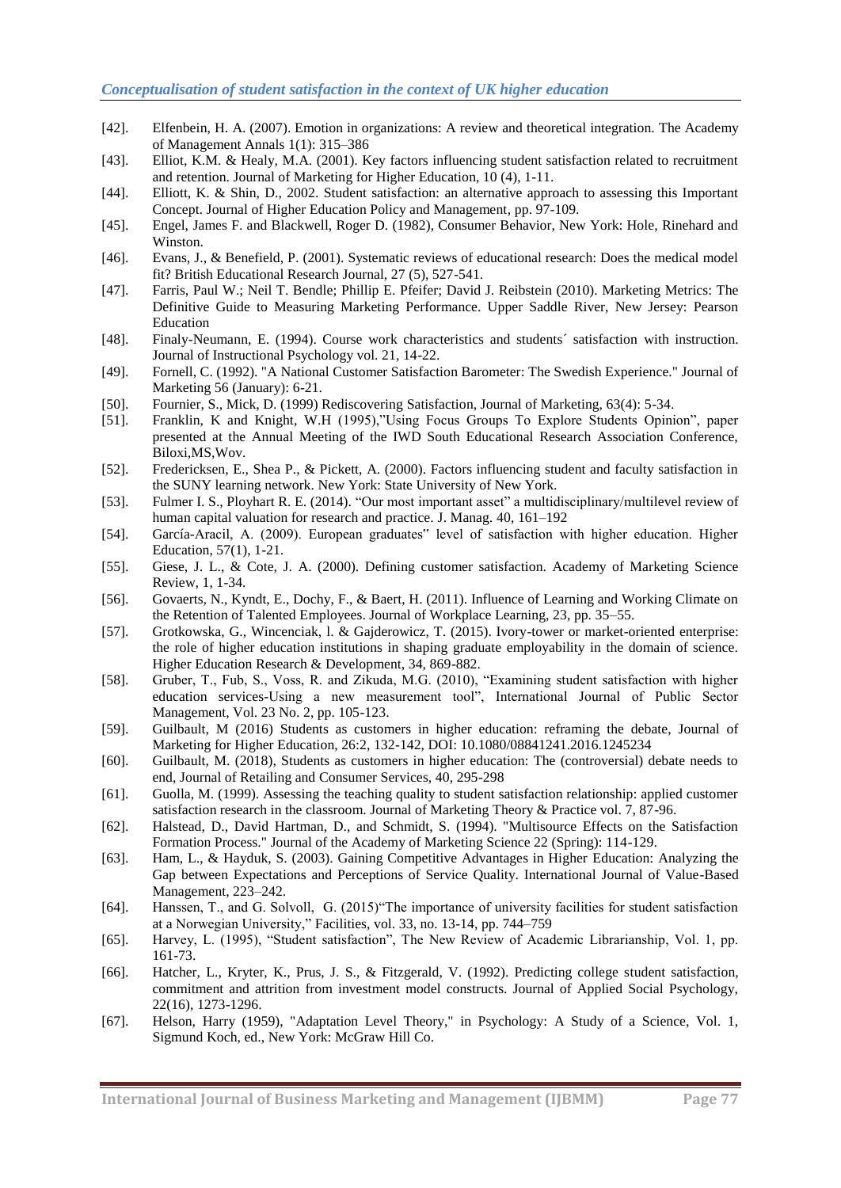[42]. Elfenbein, H. A. (2007). Emotion in organizations: A review and theoretical integration. The Academy of Management Annals 1(1): 315–386

[43]. Elliot, K.M. & Healy, M.A. (2001). Key factors influencing student satisfaction related to recruitment and retention. Journal of Marketing for Higher Education, 10 (4), 1-11.

[44]. Elliott, K. & Shin, D., 2002. Student satisfaction: an alternative approach to assessing this Important Concept. Journal of Higher Education Policy and Management, pp. 97-109.

[45]. Engel, James F. and Blackwell, Roger D. (1982), Consumer Behavior, New York: Hole, Rinehard and Winston.

[46]. Evans, J., & Benefield, P. (2001). Systematic reviews of educational research: Does the medical model fit? British Educational Research Journal, 27 (5), 527-541.

[47]. Farris, Paul W.; Neil T. Bendle; Phillip E. Pfeifer; David J. Reibstein (2010). Marketing Metrics: The Definitive Guide to Measuring Marketing Performance. Upper Saddle River, New Jersey: Pearson Education

[48]. Finaly-Neumann, E. (1994). Course work characteristics and students´ satisfaction with instruction. Journal of Instructional Psychology vol. 21, 14-22.

[49]. Fornell, C. (1992). "A National Customer Satisfaction Barometer: The Swedish Experience." Journal of Marketing 56 (January): 6-21.

[50]. Fournier, S., Mick, D. (1999) Rediscovering Satisfaction, Journal of Marketing, 63(4): 5-34.

[51]. Franklin, K and Knight, W.H (1995),"Using Focus Groups To Explore Students Opinion", paper presented at the Annual Meeting of the IWD South Educational Research Association Conference, Biloxi,MS,Wov.

[52]. Fredericksen, E., Shea P., & Pickett, A. (2000). Factors influencing student and faculty satisfaction in the SUNY learning network. New York: State University of New York.

[53]. Fulmer I. S., Ployhart R. E. (2014). "Our most important asset" a multidisciplinary/multilevel review of human capital valuation for research and practice. J. Manag. 40, 161–192

[54]. García-Aracil, A. (2009). European graduates" level of satisfaction with higher education. Higher Education, 57(1), 1-21.

[55]. Giese, J. L., & Cote, J. A. (2000). Defining customer satisfaction. Academy of Marketing Science Review, 1, 1-34.

[56]. Govaerts, N., Kyndt, E., Dochy, F., & Baert, H. (2011). Influence of Learning and Working Climate on the Retention of Talented Employees. Journal of Workplace Learning, 23, pp. 35–55.

[57]. Grotkowska, G., Wincenciak, l. & Gajderowicz, T. (2015). Ivory-tower or market-oriented enterprise: the role of higher education institutions in shaping graduate employability in the domain of science. Higher Education Research & Development, 34, 869-882.

[58]. Gruber, T., Fub, S., Voss, R. and Zikuda, M.G. (2010), "Examining student satisfaction with higher education services-Using a new measurement tool", International Journal of Public Sector Management, Vol. 23 No. 2, pp. 105-123.

[59]. Guilbault, M (2016) Students as customers in higher education: reframing the debate, Journal of Marketing for Higher Education, 26:2, 132-142, DOI: 10.1080/08841241.2016.1245234

[60]. Guilbault, M. (2018), Students as customers in higher education: The (controversial) debate needs to end, Journal of Retailing and Consumer Services, 40, 295-298

[61]. Guolla, M. (1999). Assessing the teaching quality to student satisfaction relationship: applied customer satisfaction research in the classroom. Journal of Marketing Theory & Practice vol. 7, 87-96.

[62]. Halstead, D., David Hartman, D., and Schmidt, S. (1994). "Multisource Effects on the Satisfaction Formation Process." Journal of the Academy of Marketing Science 22 (Spring): 114-129.

[63]. Ham, L., & Hayduk, S. (2003). Gaining Competitive Advantages in Higher Education: Analyzing the Gap between Expectations and Perceptions of Service Quality. International Journal of Value-Based Management, 223–242.

[64]. Hanssen, T., and G. Solvoll, G. (2015)"The importance of university facilities for student satisfaction at a Norwegian University," Facilities, vol. 33, no. 13-14, pp. 744–759

[65]. Harvey, L. (1995), "Student satisfaction", The New Review of Academic Librarianship, Vol. 1, pp. 161-73.

[66]. Hatcher, L., Kryter, K., Prus, J. S., & Fitzgerald, V. (1992). Predicting college student satisfaction, commitment and attrition from investment model constructs. Journal of Applied Social Psychology, 22(16), 1273-1296.

[67]. Helson, Harry (1959), "Adaptation Level Theory," in Psychology: A Study of a Science, Vol. 1, Sigmund Koch, ed., New York: McGraw Hill Co.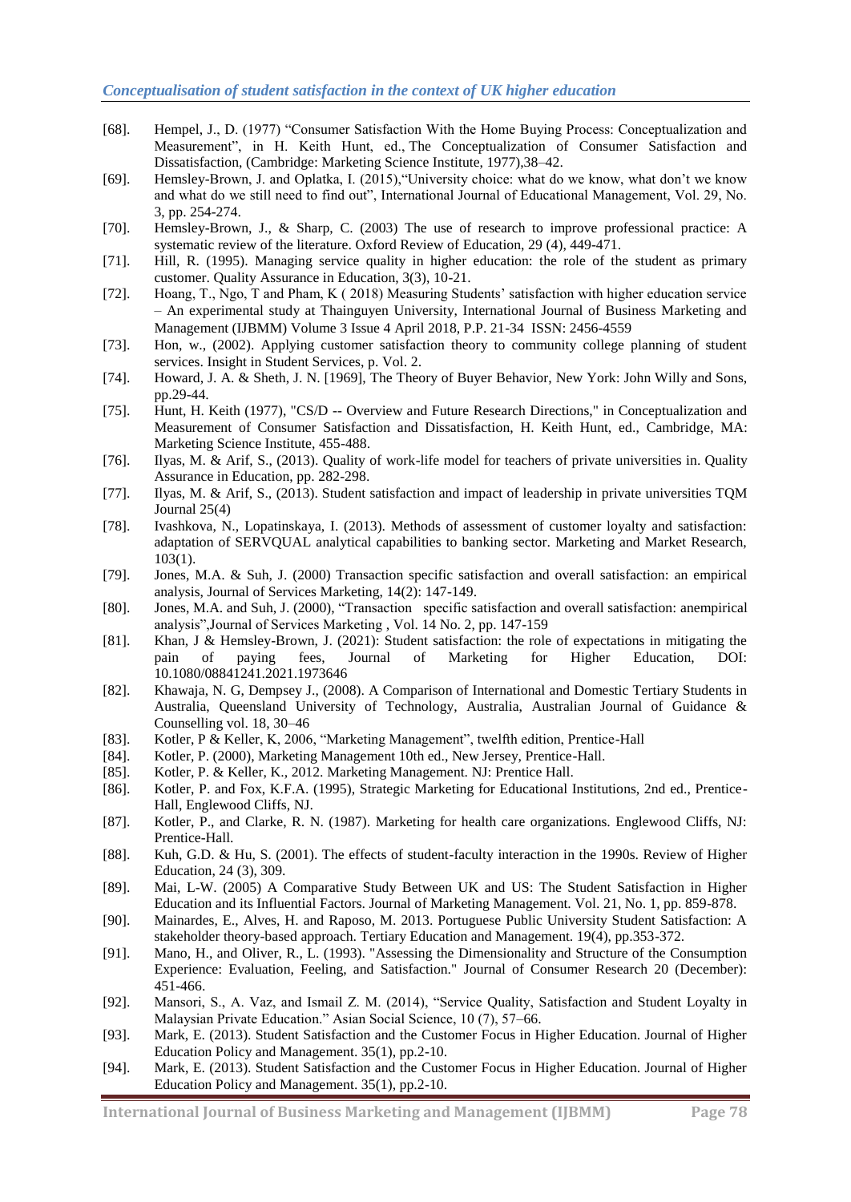[68]. Hempel, J., D. (1977) “Consumer Satisfaction With the Home Buying Process: Conceptualization and Measurement”, in H. Keith Hunt, ed., The Conceptualization of Consumer Satisfaction and Dissatisfaction, (Cambridge: Marketing Science Institute, 1977),38–42.

[69]. Hemsley-Brown, J. and Oplatka, I. (2015),“University choice: what do we know, what don’t we know and what do we still need to find out”, International Journal of Educational Management, Vol. 29, No. 3, pp. 254-274.

[70]. Hemsley-Brown, J., & Sharp, C. (2003) The use of research to improve professional practice: A systematic review of the literature. Oxford Review of Education, 29 (4), 449-471.

[71]. Hill, R. (1995). Managing service quality in higher education: the role of the student as primary customer. Quality Assurance in Education, 3(3), 10-21.

[72]. Hoang, T., Ngo, T and Pham, K ( 2018) Measuring Students’ satisfaction with higher education service – An experimental study at Thainguyen University, International Journal of Business Marketing and Management (IJBMM) Volume 3 Issue 4 April 2018, P.P. 21-34 ISSN: 2456-4559

[73]. Hon, w., (2002). Applying customer satisfaction theory to community college planning of student services. Insight in Student Services, p. Vol. 2.

[74]. Howard, J. A. & Sheth, J. N. [1969], The Theory of Buyer Behavior, New York: John Willy and Sons, pp.29-44.

[75]. Hunt, H. Keith (1977), "CS/D -- Overview and Future Research Directions," in Conceptualization and Measurement of Consumer Satisfaction and Dissatisfaction, H. Keith Hunt, ed., Cambridge, MA: Marketing Science Institute, 455-488.

[76]. Ilyas, M. & Arif, S., (2013). Quality of work-life model for teachers of private universities in. Quality Assurance in Education, pp. 282-298.

[77]. Ilyas, M. & Arif, S., (2013). Student satisfaction and impact of leadership in private universities TQM Journal 25(4)

[78]. Ivashkova, N., Lopatinskaya, I. (2013). Methods of assessment of customer loyalty and satisfaction: adaptation of SERVQUAL analytical capabilities to banking sector. Marketing and Market Research, 103(1).

[79]. Jones, M.A. & Suh, J. (2000) Transaction specific satisfaction and overall satisfaction: an empirical analysis, Journal of Services Marketing, 14(2): 147-149.

[80]. Jones, M.A. and Suh, J. (2000), “Transaction specific satisfaction and overall satisfaction: anempirical analysis”,Journal of Services Marketing , Vol. 14 No. 2, pp. 147-159

[81]. Khan, J & Hemsley-Brown, J. (2021): Student satisfaction: the role of expectations in mitigating the pain of paying fees, Journal of Marketing for Higher Education, DOI: 10.1080/08841241.2021.1973646

[82]. Khawaja, N. G, Dempsey J., (2008). A Comparison of International and Domestic Tertiary Students in Australia, Queensland University of Technology, Australia, Australian Journal of Guidance & Counselling vol. 18, 30–46

[83]. Kotler, P & Keller, K, 2006, “Marketing Management”, twelfth edition, Prentice-Hall

[84]. Kotler, P. (2000), Marketing Management 10th ed., New Jersey, Prentice-Hall.

[85]. Kotler, P. & Keller, K., 2012. Marketing Management. NJ: Prentice Hall.

[86]. Kotler, P. and Fox, K.F.A. (1995), Strategic Marketing for Educational Institutions, 2nd ed., Prentice-Hall, Englewood Cliffs, NJ.

[87]. Kotler, P., and Clarke, R. N. (1987). Marketing for health care organizations. Englewood Cliffs, NJ: Prentice-Hall.

[88]. Kuh, G.D. & Hu, S. (2001). The effects of student-faculty interaction in the 1990s. Review of Higher Education, 24 (3), 309.

[89]. Mai, L-W. (2005) A Comparative Study Between UK and US: The Student Satisfaction in Higher Education and its Influential Factors. Journal of Marketing Management. Vol. 21, No. 1, pp. 859-878.

[90]. Mainardes, E., Alves, H. and Raposo, M. 2013. Portuguese Public University Student Satisfaction: A stakeholder theory-based approach. Tertiary Education and Management. 19(4), pp.353-372.

[91]. Mano, H., and Oliver, R., L. (1993). "Assessing the Dimensionality and Structure of the Consumption Experience: Evaluation, Feeling, and Satisfaction." Journal of Consumer Research 20 (December): 451-466.

[92]. Mansori, S., A. Vaz, and Ismail Z. M. (2014), “Service Quality, Satisfaction and Student Loyalty in Malaysian Private Education.” Asian Social Science, 10 (7), 57–66.

[93]. Mark, E. (2013). Student Satisfaction and the Customer Focus in Higher Education. Journal of Higher Education Policy and Management. 35(1), pp.2-10.

[94]. Mark, E. (2013). Student Satisfaction and the Customer Focus in Higher Education. Journal of Higher Education Policy and Management. 35(1), pp.2-10.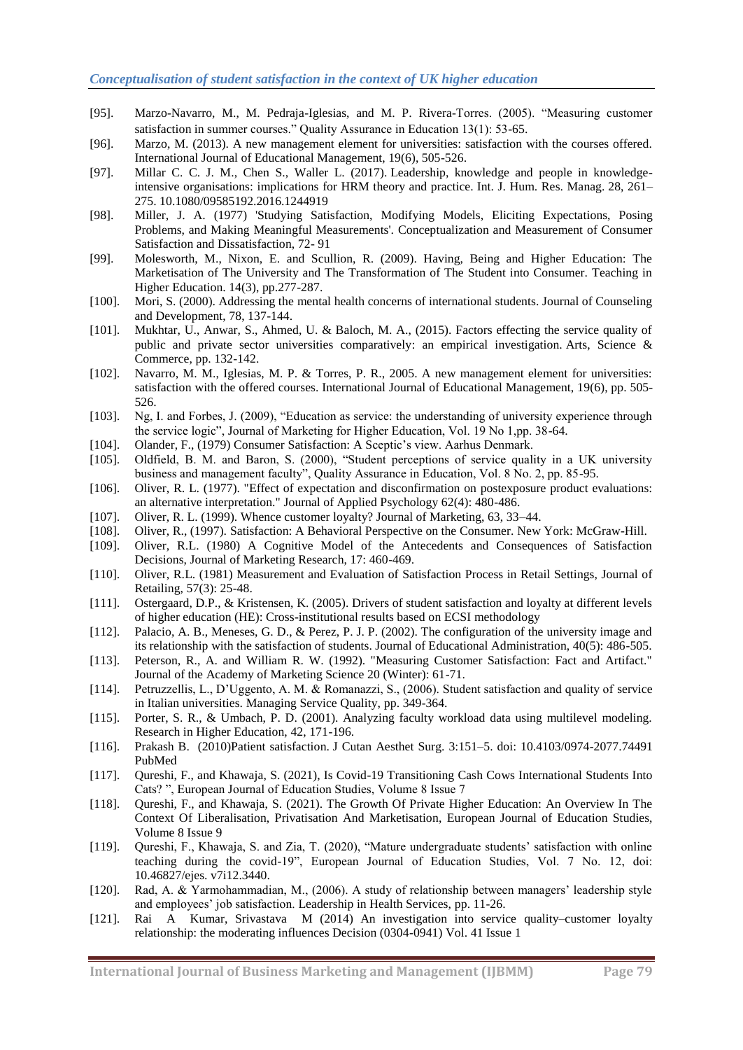[95]. Marzo-Navarro, M., M. Pedraja-Iglesias, and M. P. Rivera-Torres. (2005). "Measuring customer satisfaction in summer courses." Quality Assurance in Education 13(1): 53-65.

[96]. Marzo, M. (2013). A new management element for universities: satisfaction with the courses offered. International Journal of Educational Management, 19(6), 505-526.

[97]. Millar C. C. J. M., Chen S., Waller L. (2017). Leadership, knowledge and people in knowledge-intensive organisations: implications for HRM theory and practice. Int. J. Hum. Res. Manag. 28, 261–275. 10.1080/09585192.2016.1244919

[98]. Miller, J. A. (1977) 'Studying Satisfaction, Modifying Models, Eliciting Expectations, Posing Problems, and Making Meaningful Measurements'. Conceptualization and Measurement of Consumer Satisfaction and Dissatisfaction, 72- 91

[99]. Molesworth, M., Nixon, E. and Scullion, R. (2009). Having, Being and Higher Education: The Marketisation of The University and The Transformation of The Student into Consumer. Teaching in Higher Education. 14(3), pp.277-287.

[100]. Mori, S. (2000). Addressing the mental health concerns of international students. Journal of Counseling and Development, 78, 137-144.

[101]. Mukhtar, U., Anwar, S., Ahmed, U. & Baloch, M. A., (2015). Factors effecting the service quality of public and private sector universities comparatively: an empirical investigation. Arts, Science & Commerce, pp. 132-142.

[102]. Navarro, M. M., Iglesias, M. P. & Torres, P. R., 2005. A new management element for universities: satisfaction with the offered courses. International Journal of Educational Management, 19(6), pp. 505-526.

[103]. Ng, I. and Forbes, J. (2009), "Education as service: the understanding of university experience through the service logic", Journal of Marketing for Higher Education, Vol. 19 No 1,pp. 38-64.

[104]. Olander, F., (1979) Consumer Satisfaction: A Sceptic's view. Aarhus Denmark.

[105]. Oldfield, B. M. and Baron, S. (2000), "Student perceptions of service quality in a UK university business and management faculty", Quality Assurance in Education, Vol. 8 No. 2, pp. 85-95.

[106]. Oliver, R. L. (1977). "Effect of expectation and disconfirmation on postexposure product evaluations: an alternative interpretation." Journal of Applied Psychology 62(4): 480-486.

[107]. Oliver, R. L. (1999). Whence customer loyalty? Journal of Marketing, 63, 33–44.

[108]. Oliver, R., (1997). Satisfaction: A Behavioral Perspective on the Consumer. New York: McGraw-Hill.

[109]. Oliver, R.L. (1980) A Cognitive Model of the Antecedents and Consequences of Satisfaction Decisions, Journal of Marketing Research, 17: 460-469.

[110]. Oliver, R.L. (1981) Measurement and Evaluation of Satisfaction Process in Retail Settings, Journal of Retailing, 57(3): 25-48.

[111]. Ostergaard, D.P., & Kristensen, K. (2005). Drivers of student satisfaction and loyalty at different levels of higher education (HE): Cross-institutional results based on ECSI methodology

[112]. Palacio, A. B., Meneses, G. D., & Perez, P. J. P. (2002). The configuration of the university image and its relationship with the satisfaction of students. Journal of Educational Administration, 40(5): 486-505.

[113]. Peterson, R., A. and William R. W. (1992). "Measuring Customer Satisfaction: Fact and Artifact." Journal of the Academy of Marketing Science 20 (Winter): 61-71.

[114]. Petruzzellis, L., D'Uggento, A. M. & Romanazzi, S., (2006). Student satisfaction and quality of service in Italian universities. Managing Service Quality, pp. 349-364.

[115]. Porter, S. R., & Umbach, P. D. (2001). Analyzing faculty workload data using multilevel modeling. Research in Higher Education, 42, 171-196.

[116]. Prakash B. (2010)Patient satisfaction. J Cutan Aesthet Surg. 3:151–5. doi: 10.4103/0974-2077.74491 PubMed

[117]. Qureshi, F., and Khawaja, S. (2021), Is Covid-19 Transitioning Cash Cows International Students Into Cats? ", European Journal of Education Studies, Volume 8 Issue 7

[118]. Qureshi, F., and Khawaja, S. (2021). The Growth Of Private Higher Education: An Overview In The Context Of Liberalisation, Privatisation And Marketisation, European Journal of Education Studies, Volume 8 Issue 9

[119]. Qureshi, F., Khawaja, S. and Zia, T. (2020), "Mature undergraduate students' satisfaction with online teaching during the covid-19", European Journal of Education Studies, Vol. 7 No. 12, doi: 10.46827/ejes. v7i12.3440.

[120]. Rad, A. & Yarmohammadian, M., (2006). A study of relationship between managers' leadership style and employees' job satisfaction. Leadership in Health Services, pp. 11-26.

[121]. Rai A Kumar, Srivastava M (2014) An investigation into service quality–customer loyalty relationship: the moderating influences Decision (0304-0941) Vol. 41 Issue 1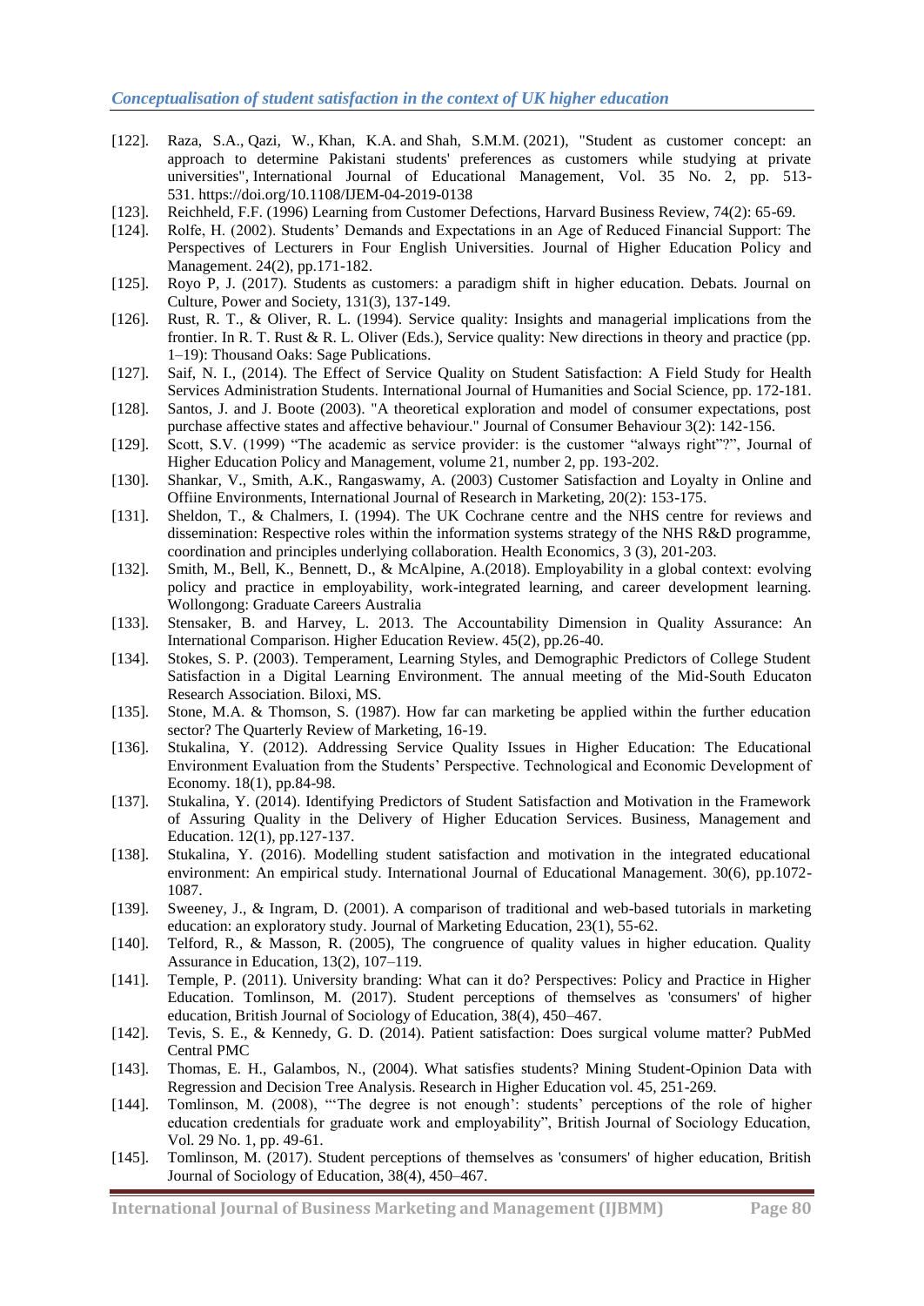[122]. Raza, S.A., Qazi, W., Khan, K.A. and Shah, S.M.M. (2021), "Student as customer concept: an approach to determine Pakistani students' preferences as customers while studying at private universities", International Journal of Educational Management, Vol. 35 No. 2, pp. 513-531. https://doi.org/10.1108/IJEM-04-2019-0138

[123]. Reichheld, F.F. (1996) Learning from Customer Defections, Harvard Business Review, 74(2): 65-69.

[124]. Rolfe, H. (2002). Students' Demands and Expectations in an Age of Reduced Financial Support: The Perspectives of Lecturers in Four English Universities. Journal of Higher Education Policy and Management. 24(2), pp.171-182.

[125]. Royo P, J. (2017). Students as customers: a paradigm shift in higher education. Debats. Journal on Culture, Power and Society, 131(3), 137-149.

[126]. Rust, R. T., & Oliver, R. L. (1994). Service quality: Insights and managerial implications from the frontier. In R. T. Rust & R. L. Oliver (Eds.), Service quality: New directions in theory and practice (pp. 1–19): Thousand Oaks: Sage Publications.

[127]. Saif, N. I., (2014). The Effect of Service Quality on Student Satisfaction: A Field Study for Health Services Administration Students. International Journal of Humanities and Social Science, pp. 172-181.

[128]. Santos, J. and J. Boote (2003). "A theoretical exploration and model of consumer expectations, post purchase affective states and affective behaviour." Journal of Consumer Behaviour 3(2): 142-156.

[129]. Scott, S.V. (1999) "The academic as service provider: is the customer "always right"?", Journal of Higher Education Policy and Management, volume 21, number 2, pp. 193-202.

[130]. Shankar, V., Smith, A.K., Rangaswamy, A. (2003) Customer Satisfaction and Loyalty in Online and Offiine Environments, International Journal of Research in Marketing, 20(2): 153-175.

[131]. Sheldon, T., & Chalmers, I. (1994). The UK Cochrane centre and the NHS centre for reviews and dissemination: Respective roles within the information systems strategy of the NHS R&D programme, coordination and principles underlying collaboration. Health Economics, 3 (3), 201-203.

[132]. Smith, M., Bell, K., Bennett, D., & McAlpine, A.(2018). Employability in a global context: evolving policy and practice in employability, work-integrated learning, and career development learning. Wollongong: Graduate Careers Australia

[133]. Stensaker, B. and Harvey, L. 2013. The Accountability Dimension in Quality Assurance: An International Comparison. Higher Education Review. 45(2), pp.26-40.

[134]. Stokes, S. P. (2003). Temperament, Learning Styles, and Demographic Predictors of College Student Satisfaction in a Digital Learning Environment. The annual meeting of the Mid-South Educaton Research Association. Biloxi, MS.

[135]. Stone, M.A. & Thomson, S. (1987). How far can marketing be applied within the further education sector? The Quarterly Review of Marketing, 16-19.

[136]. Stukalina, Y. (2012). Addressing Service Quality Issues in Higher Education: The Educational Environment Evaluation from the Students' Perspective. Technological and Economic Development of Economy. 18(1), pp.84-98.

[137]. Stukalina, Y. (2014). Identifying Predictors of Student Satisfaction and Motivation in the Framework of Assuring Quality in the Delivery of Higher Education Services. Business, Management and Education. 12(1), pp.127-137.

[138]. Stukalina, Y. (2016). Modelling student satisfaction and motivation in the integrated educational environment: An empirical study. International Journal of Educational Management. 30(6), pp.1072-1087.

[139]. Sweeney, J., & Ingram, D. (2001). A comparison of traditional and web-based tutorials in marketing education: an exploratory study. Journal of Marketing Education, 23(1), 55-62.

[140]. Telford, R., & Masson, R. (2005), The congruence of quality values in higher education. Quality Assurance in Education, 13(2), 107–119.

[141]. Temple, P. (2011). University branding: What can it do? Perspectives: Policy and Practice in Higher Education. Tomlinson, M. (2017). Student perceptions of themselves as 'consumers' of higher education, British Journal of Sociology of Education, 38(4), 450–467.

[142]. Tevis, S. E., & Kennedy, G. D. (2014). Patient satisfaction: Does surgical volume matter? PubMed Central PMC

[143]. Thomas, E. H., Galambos, N., (2004). What satisfies students? Mining Student-Opinion Data with Regression and Decision Tree Analysis. Research in Higher Education vol. 45, 251-269.

[144]. Tomlinson, M. (2008), "'The degree is not enough': students' perceptions of the role of higher education credentials for graduate work and employability", British Journal of Sociology Education, Vol. 29 No. 1, pp. 49-61.

[145]. Tomlinson, M. (2017). Student perceptions of themselves as 'consumers' of higher education, British Journal of Sociology of Education, 38(4), 450–467.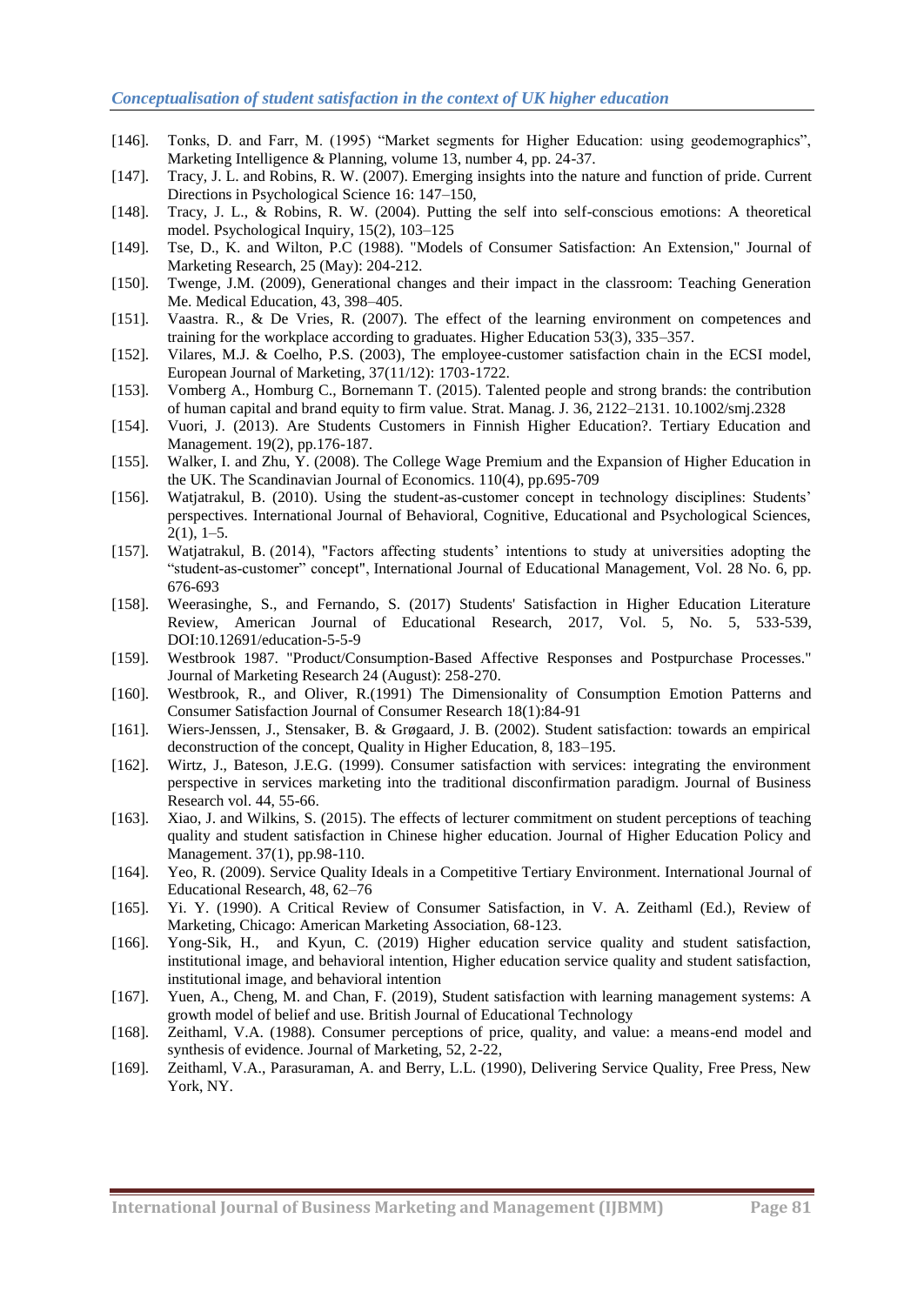[146]. Tonks, D. and Farr, M. (1995) "Market segments for Higher Education: using geodemographics", Marketing Intelligence & Planning, volume 13, number 4, pp. 24-37.

[147]. Tracy, J. L. and Robins, R. W. (2007). Emerging insights into the nature and function of pride. Current Directions in Psychological Science 16: 147–150,

[148]. Tracy, J. L., & Robins, R. W. (2004). Putting the self into self-conscious emotions: A theoretical model. Psychological Inquiry, 15(2), 103–125

[149]. Tse, D., K. and Wilton, P.C (1988). "Models of Consumer Satisfaction: An Extension," Journal of Marketing Research, 25 (May): 204-212.

[150]. Twenge, J.M. (2009), Generational changes and their impact in the classroom: Teaching Generation Me. Medical Education, 43, 398–405.

[151]. Vaastra. R., & De Vries, R. (2007). The effect of the learning environment on competences and training for the workplace according to graduates. Higher Education 53(3), 335–357.

[152]. Vilares, M.J. & Coelho, P.S. (2003), The employee-customer satisfaction chain in the ECSI model, European Journal of Marketing, 37(11/12): 1703-1722.

[153]. Vomberg A., Homburg C., Bornemann T. (2015). Talented people and strong brands: the contribution of human capital and brand equity to firm value. Strat. Manag. J. 36, 2122–2131. 10.1002/smj.2328

[154]. Vuori, J. (2013). Are Students Customers in Finnish Higher Education?. Tertiary Education and Management. 19(2), pp.176-187.

[155]. Walker, I. and Zhu, Y. (2008). The College Wage Premium and the Expansion of Higher Education in the UK. The Scandinavian Journal of Economics. 110(4), pp.695-709

[156]. Watjatrakul, B. (2010). Using the student-as-customer concept in technology disciplines: Students' perspectives. International Journal of Behavioral, Cognitive, Educational and Psychological Sciences, 2(1), 1–5.

[157]. Watjatrakul, B. (2014), "Factors affecting students' intentions to study at universities adopting the "student-as-customer" concept", International Journal of Educational Management, Vol. 28 No. 6, pp. 676-693

[158]. Weerasinghe, S., and Fernando, S. (2017) Students' Satisfaction in Higher Education Literature Review, American Journal of Educational Research, 2017, Vol. 5, No. 5, 533-539, DOI:10.12691/education-5-5-9

[159]. Westbrook 1987. "Product/Consumption-Based Affective Responses and Postpurchase Processes." Journal of Marketing Research 24 (August): 258-270.

[160]. Westbrook, R., and Oliver, R.(1991) The Dimensionality of Consumption Emotion Patterns and Consumer Satisfaction Journal of Consumer Research 18(1):84-91

[161]. Wiers-Jenssen, J., Stensaker, B. & Grøgaard, J. B. (2002). Student satisfaction: towards an empirical deconstruction of the concept, Quality in Higher Education, 8, 183–195.

[162]. Wirtz, J., Bateson, J.E.G. (1999). Consumer satisfaction with services: integrating the environment perspective in services marketing into the traditional disconfirmation paradigm. Journal of Business Research vol. 44, 55-66.

[163]. Xiao, J. and Wilkins, S. (2015). The effects of lecturer commitment on student perceptions of teaching quality and student satisfaction in Chinese higher education. Journal of Higher Education Policy and Management. 37(1), pp.98-110.

[164]. Yeo, R. (2009). Service Quality Ideals in a Competitive Tertiary Environment. International Journal of Educational Research, 48, 62–76

[165]. Yi. Y. (1990). A Critical Review of Consumer Satisfaction, in V. A. Zeithaml (Ed.), Review of Marketing, Chicago: American Marketing Association, 68-123.

[166]. Yong-Sik, H., and Kyun, C. (2019) Higher education service quality and student satisfaction, institutional image, and behavioral intention, Higher education service quality and student satisfaction, institutional image, and behavioral intention

[167]. Yuen, A., Cheng, M. and Chan, F. (2019), Student satisfaction with learning management systems: A growth model of belief and use. British Journal of Educational Technology

[168]. Zeithaml, V.A. (1988). Consumer perceptions of price, quality, and value: a means-end model and synthesis of evidence. Journal of Marketing, 52, 2-22,

[169]. Zeithaml, V.A., Parasuraman, A. and Berry, L.L. (1990), Delivering Service Quality, Free Press, New York, NY.